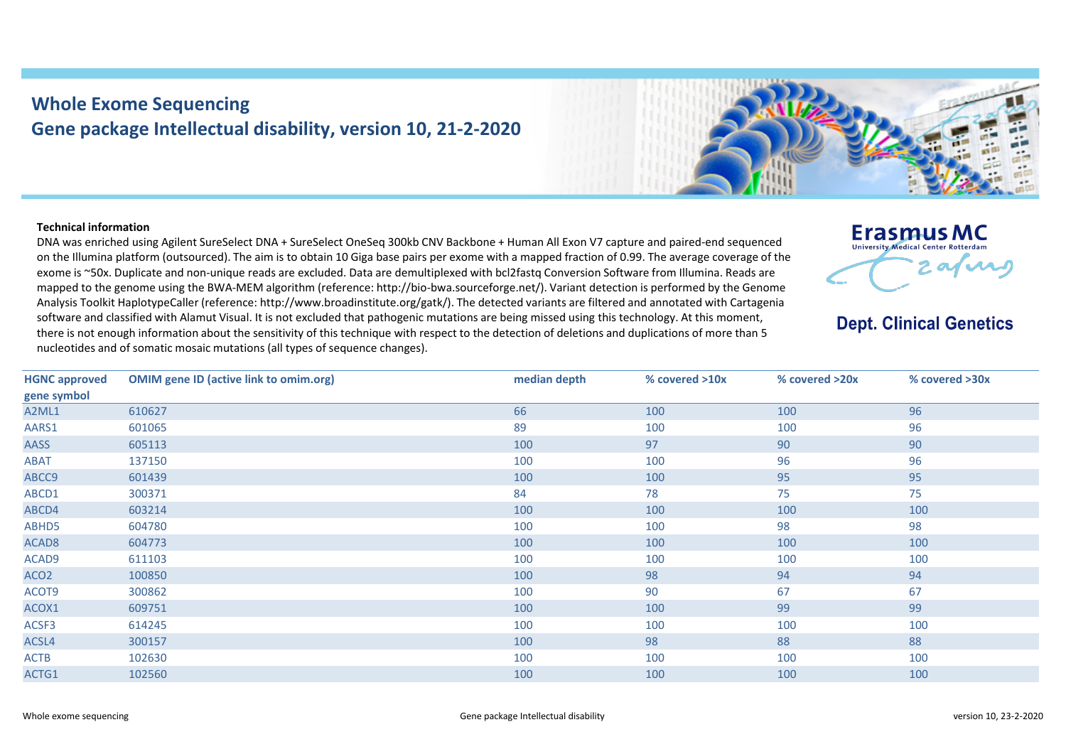# Whole Exome Sequencing
## Gene package Intellectual disability, version 10, 21-2-2020

Erasmus MC
University Medical Center Rotterdam

**Dept. Clinical Genetics**

**Technical information**

DNA was enriched using Agilent SureSelect DNA + SureSelect OneSeq 300kb CNV Backbone + Human All Exon V7 capture and paired-end sequenced on the Illumina platform (outsourced). The aim is to obtain 10 Giga base pairs per exome with a mapped fraction of 0.99. The average coverage of the exome is ~50x. Duplicate and non-unique reads are excluded. Data are demultiplexed with bcl2fastq Conversion Software from Illumina. Reads are mapped to the genome using the BWA-MEM algorithm (reference: http://bio-bwa.sourceforge.net/). Variant detection is performed by the Genome Analysis Toolkit HaplotypeCaller (reference: http://www.broadinstitute.org/gatk/). The detected variants are filtered and annotated with Cartagenia software and classified with Alamut Visual. It is not excluded that pathogenic mutations are being missed using this technology. At this moment, there is not enough information about the sensitivity of this technique with respect to the detection of deletions and duplications of more than 5 nucleotides and of somatic mosaic mutations (all types of sequence changes).

| HGNC approved gene symbol | OMIM gene ID (active link to omim.org) | median depth | % covered >10x | % covered >20x | % covered >30x |
|---|---|---|---|---|---|
| A2ML1 | 610627 | 66 | 100 | 100 | 96 |
| AARS1 | 601065 | 89 | 100 | 100 | 96 |
| AASS | 605113 | 100 | 97 | 90 | 90 |
| ABAT | 137150 | 100 | 100 | 96 | 96 |
| ABCC9 | 601439 | 100 | 100 | 95 | 95 |
| ABCD1 | 300371 | 84 | 78 | 75 | 75 |
| ABCD4 | 603214 | 100 | 100 | 100 | 100 |
| ABHD5 | 604780 | 100 | 100 | 98 | 98 |
| ACAD8 | 604773 | 100 | 100 | 100 | 100 |
| ACAD9 | 611103 | 100 | 100 | 100 | 100 |
| ACO2 | 100850 | 100 | 98 | 94 | 94 |
| ACOT9 | 300862 | 100 | 90 | 67 | 67 |
| ACOX1 | 609751 | 100 | 100 | 99 | 99 |
| ACSF3 | 614245 | 100 | 100 | 100 | 100 |
| ACSL4 | 300157 | 100 | 98 | 88 | 88 |
| ACTB | 102630 | 100 | 100 | 100 | 100 |
| ACTG1 | 102560 | 100 | 100 | 100 | 100 |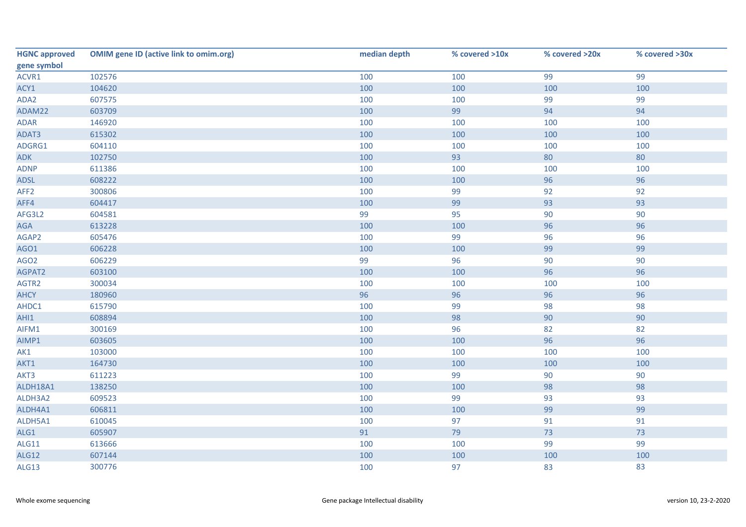| HGNC approved gene symbol | OMIM gene ID (active link to omim.org) | median depth | % covered >10x | % covered >20x | % covered >30x |
|---|---|---|---|---|---|
| ACVR1 | 102576 | 100 | 100 | 99 | 99 |
| ACY1 | 104620 | 100 | 100 | 100 | 100 |
| ADA2 | 607575 | 100 | 100 | 99 | 99 |
| ADAM22 | 603709 | 100 | 99 | 94 | 94 |
| ADAR | 146920 | 100 | 100 | 100 | 100 |
| ADAT3 | 615302 | 100 | 100 | 100 | 100 |
| ADGRG1 | 604110 | 100 | 100 | 100 | 100 |
| ADK | 102750 | 100 | 93 | 80 | 80 |
| ADNP | 611386 | 100 | 100 | 100 | 100 |
| ADSL | 608222 | 100 | 100 | 96 | 96 |
| AFF2 | 300806 | 100 | 99 | 92 | 92 |
| AFF4 | 604417 | 100 | 99 | 93 | 93 |
| AFG3L2 | 604581 | 99 | 95 | 90 | 90 |
| AGA | 613228 | 100 | 100 | 96 | 96 |
| AGAP2 | 605476 | 100 | 99 | 96 | 96 |
| AGO1 | 606228 | 100 | 100 | 99 | 99 |
| AGO2 | 606229 | 99 | 96 | 90 | 90 |
| AGPAT2 | 603100 | 100 | 100 | 96 | 96 |
| AGTR2 | 300034 | 100 | 100 | 100 | 100 |
| AHCY | 180960 | 96 | 96 | 96 | 96 |
| AHDC1 | 615790 | 100 | 99 | 98 | 98 |
| AHI1 | 608894 | 100 | 98 | 90 | 90 |
| AIFM1 | 300169 | 100 | 96 | 82 | 82 |
| AIMP1 | 603605 | 100 | 100 | 96 | 96 |
| AK1 | 103000 | 100 | 100 | 100 | 100 |
| AKT1 | 164730 | 100 | 100 | 100 | 100 |
| AKT3 | 611223 | 100 | 99 | 90 | 90 |
| ALDH18A1 | 138250 | 100 | 100 | 98 | 98 |
| ALDH3A2 | 609523 | 100 | 99 | 93 | 93 |
| ALDH4A1 | 606811 | 100 | 100 | 99 | 99 |
| ALDH5A1 | 610045 | 100 | 97 | 91 | 91 |
| ALG1 | 605907 | 91 | 79 | 73 | 73 |
| ALG11 | 613666 | 100 | 100 | 99 | 99 |
| ALG12 | 607144 | 100 | 100 | 100 | 100 |
| ALG13 | 300776 | 100 | 97 | 83 | 83 |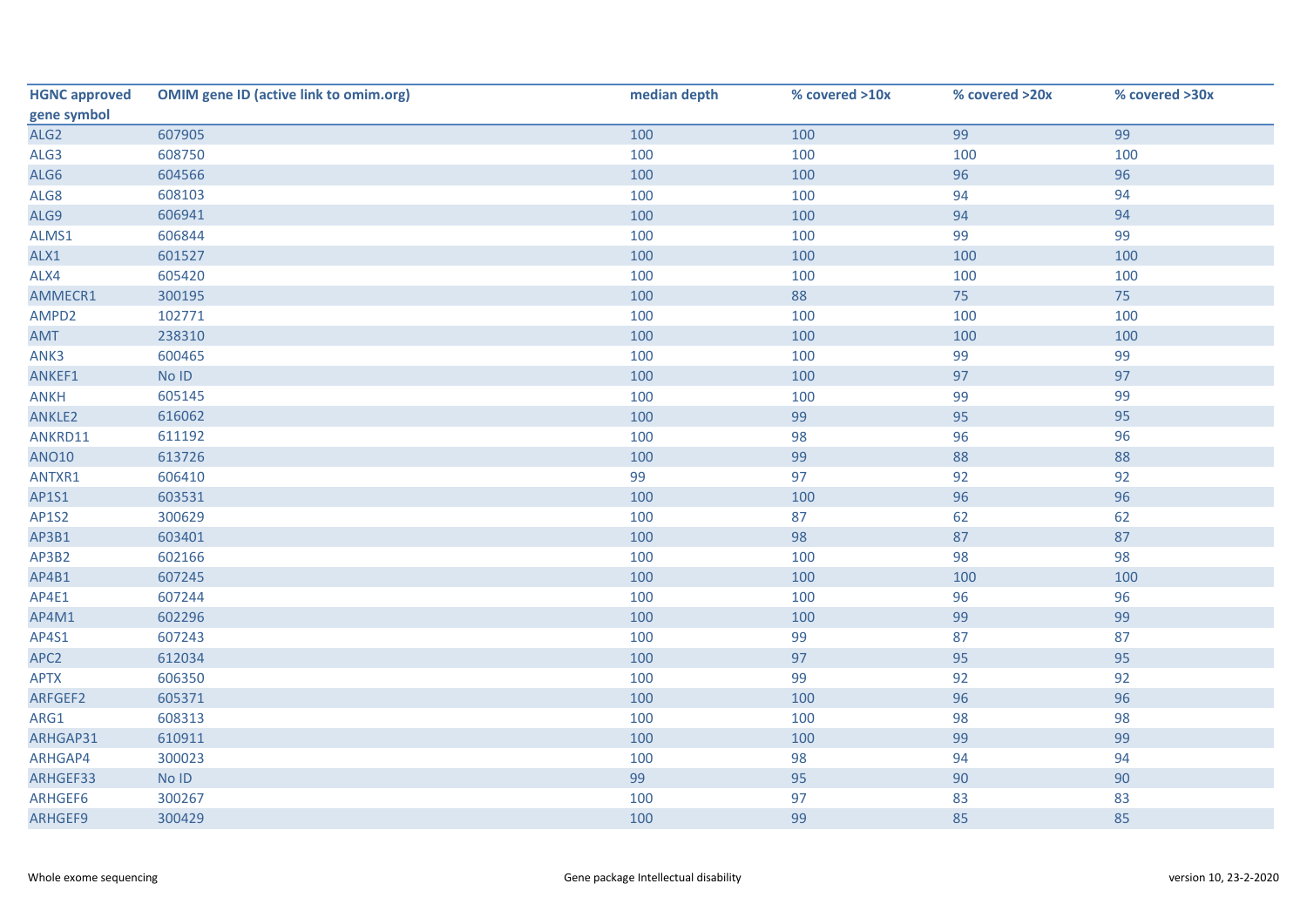| HGNC approved gene symbol | OMIM gene ID (active link to omim.org) | median depth | % covered >10x | % covered >20x | % covered >30x |
|---|---|---|---|---|---|
| ALG2 | 607905 | 100 | 100 | 99 | 99 |
| ALG3 | 608750 | 100 | 100 | 100 | 100 |
| ALG6 | 604566 | 100 | 100 | 96 | 96 |
| ALG8 | 608103 | 100 | 100 | 94 | 94 |
| ALG9 | 606941 | 100 | 100 | 94 | 94 |
| ALMS1 | 606844 | 100 | 100 | 99 | 99 |
| ALX1 | 601527 | 100 | 100 | 100 | 100 |
| ALX4 | 605420 | 100 | 100 | 100 | 100 |
| AMMECR1 | 300195 | 100 | 88 | 75 | 75 |
| AMPD2 | 102771 | 100 | 100 | 100 | 100 |
| AMT | 238310 | 100 | 100 | 100 | 100 |
| ANK3 | 600465 | 100 | 100 | 99 | 99 |
| ANKEF1 | No ID | 100 | 100 | 97 | 97 |
| ANKH | 605145 | 100 | 100 | 99 | 99 |
| ANKLE2 | 616062 | 100 | 99 | 95 | 95 |
| ANKRD11 | 611192 | 100 | 98 | 96 | 96 |
| ANO10 | 613726 | 100 | 99 | 88 | 88 |
| ANTXR1 | 606410 | 99 | 97 | 92 | 92 |
| AP1S1 | 603531 | 100 | 100 | 96 | 96 |
| AP1S2 | 300629 | 100 | 87 | 62 | 62 |
| AP3B1 | 603401 | 100 | 98 | 87 | 87 |
| AP3B2 | 602166 | 100 | 100 | 98 | 98 |
| AP4B1 | 607245 | 100 | 100 | 100 | 100 |
| AP4E1 | 607244 | 100 | 100 | 96 | 96 |
| AP4M1 | 602296 | 100 | 100 | 99 | 99 |
| AP4S1 | 607243 | 100 | 99 | 87 | 87 |
| APC2 | 612034 | 100 | 97 | 95 | 95 |
| APTX | 606350 | 100 | 99 | 92 | 92 |
| ARFGEF2 | 605371 | 100 | 100 | 96 | 96 |
| ARG1 | 608313 | 100 | 100 | 98 | 98 |
| ARHGAP31 | 610911 | 100 | 100 | 99 | 99 |
| ARHGAP4 | 300023 | 100 | 98 | 94 | 94 |
| ARHGEF33 | No ID | 99 | 95 | 90 | 90 |
| ARHGEF6 | 300267 | 100 | 97 | 83 | 83 |
| ARHGEF9 | 300429 | 100 | 99 | 85 | 85 |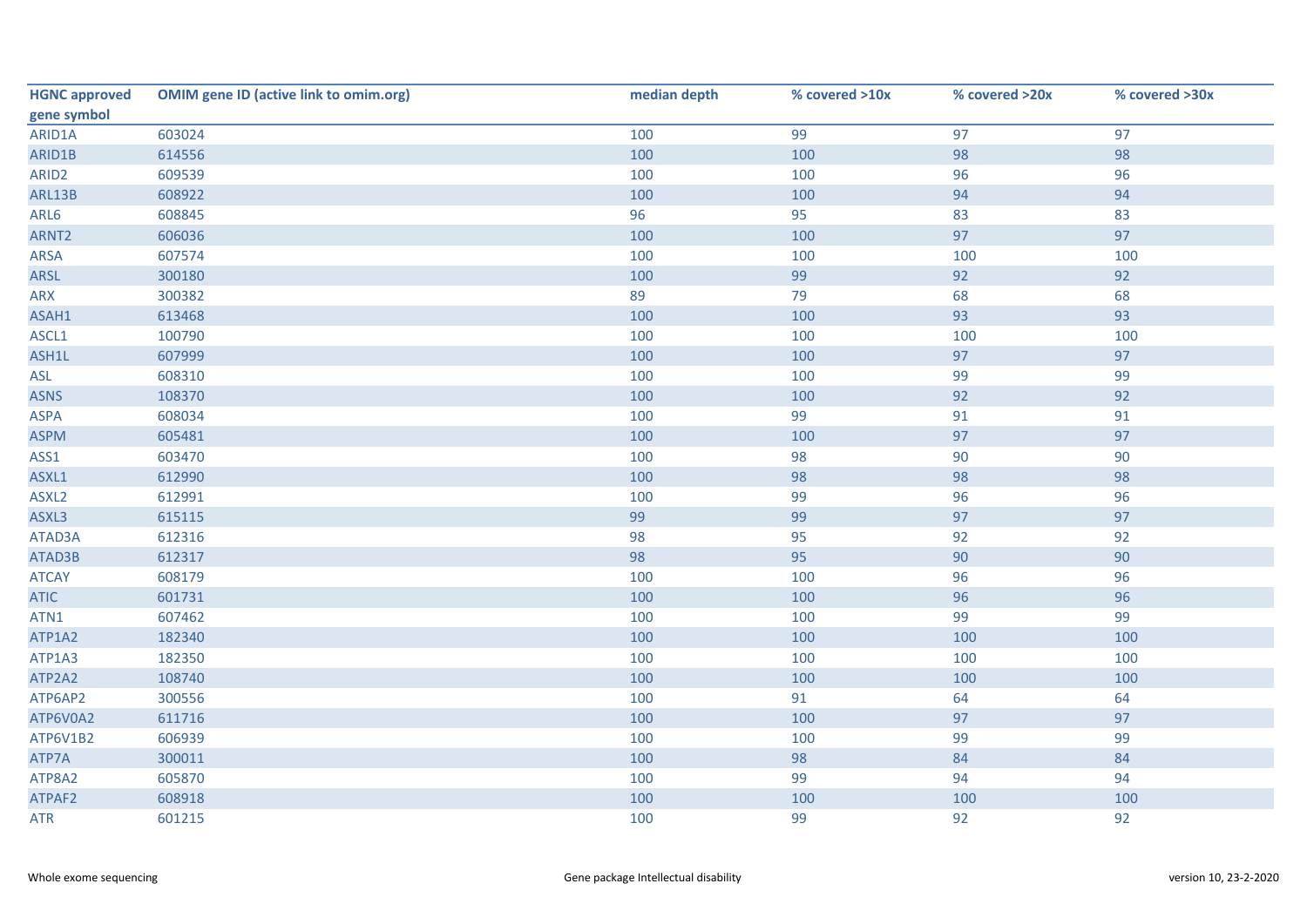| HGNC approved gene symbol | OMIM gene ID (active link to omim.org) | median depth | % covered >10x | % covered >20x | % covered >30x |
|---|---|---|---|---|---|
| ARID1A | 603024 | 100 | 99 | 97 | 97 |
| ARID1B | 614556 | 100 | 100 | 98 | 98 |
| ARID2 | 609539 | 100 | 100 | 96 | 96 |
| ARL13B | 608922 | 100 | 100 | 94 | 94 |
| ARL6 | 608845 | 96 | 95 | 83 | 83 |
| ARNT2 | 606036 | 100 | 100 | 97 | 97 |
| ARSA | 607574 | 100 | 100 | 100 | 100 |
| ARSL | 300180 | 100 | 99 | 92 | 92 |
| ARX | 300382 | 89 | 79 | 68 | 68 |
| ASAH1 | 613468 | 100 | 100 | 93 | 93 |
| ASCL1 | 100790 | 100 | 100 | 100 | 100 |
| ASH1L | 607999 | 100 | 100 | 97 | 97 |
| ASL | 608310 | 100 | 100 | 99 | 99 |
| ASNS | 108370 | 100 | 100 | 92 | 92 |
| ASPA | 608034 | 100 | 99 | 91 | 91 |
| ASPM | 605481 | 100 | 100 | 97 | 97 |
| ASS1 | 603470 | 100 | 98 | 90 | 90 |
| ASXL1 | 612990 | 100 | 98 | 98 | 98 |
| ASXL2 | 612991 | 100 | 99 | 96 | 96 |
| ASXL3 | 615115 | 99 | 99 | 97 | 97 |
| ATAD3A | 612316 | 98 | 95 | 92 | 92 |
| ATAD3B | 612317 | 98 | 95 | 90 | 90 |
| ATCAY | 608179 | 100 | 100 | 96 | 96 |
| ATIC | 601731 | 100 | 100 | 96 | 96 |
| ATN1 | 607462 | 100 | 100 | 99 | 99 |
| ATP1A2 | 182340 | 100 | 100 | 100 | 100 |
| ATP1A3 | 182350 | 100 | 100 | 100 | 100 |
| ATP2A2 | 108740 | 100 | 100 | 100 | 100 |
| ATP6AP2 | 300556 | 100 | 91 | 64 | 64 |
| ATP6V0A2 | 611716 | 100 | 100 | 97 | 97 |
| ATP6V1B2 | 606939 | 100 | 100 | 99 | 99 |
| ATP7A | 300011 | 100 | 98 | 84 | 84 |
| ATP8A2 | 605870 | 100 | 99 | 94 | 94 |
| ATPAF2 | 608918 | 100 | 100 | 100 | 100 |
| ATR | 601215 | 100 | 99 | 92 | 92 |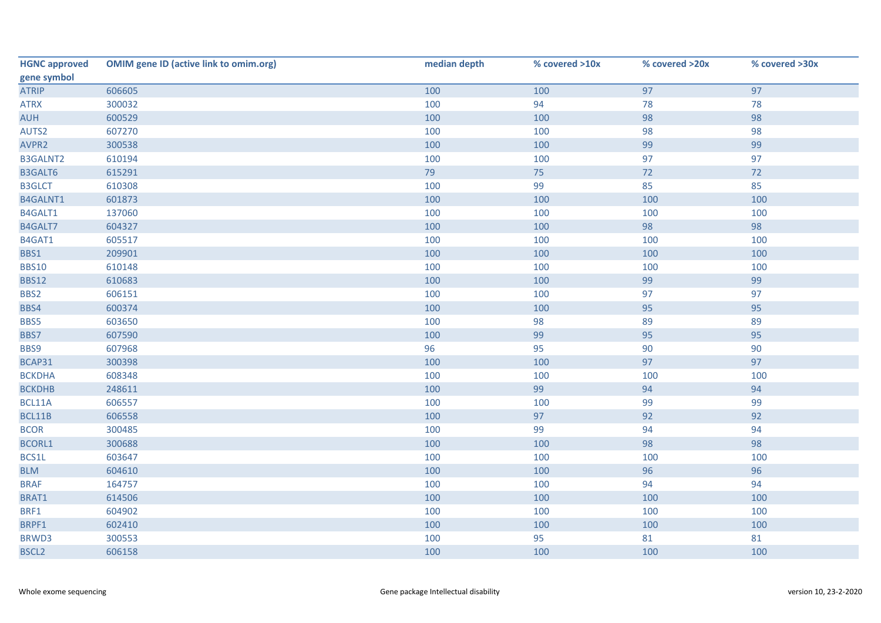| HGNC approved gene symbol | OMIM gene ID (active link to omim.org) | median depth | % covered >10x | % covered >20x | % covered >30x |
|---|---|---|---|---|---|
| ATRIP | 606605 | 100 | 100 | 97 | 97 |
| ATRX | 300032 | 100 | 94 | 78 | 78 |
| AUH | 600529 | 100 | 100 | 98 | 98 |
| AUTS2 | 607270 | 100 | 100 | 98 | 98 |
| AVPR2 | 300538 | 100 | 100 | 99 | 99 |
| B3GALNT2 | 610194 | 100 | 100 | 97 | 97 |
| B3GALT6 | 615291 | 79 | 75 | 72 | 72 |
| B3GLCT | 610308 | 100 | 99 | 85 | 85 |
| B4GALNT1 | 601873 | 100 | 100 | 100 | 100 |
| B4GALT1 | 137060 | 100 | 100 | 100 | 100 |
| B4GALT7 | 604327 | 100 | 100 | 98 | 98 |
| B4GAT1 | 605517 | 100 | 100 | 100 | 100 |
| BBS1 | 209901 | 100 | 100 | 100 | 100 |
| BBS10 | 610148 | 100 | 100 | 100 | 100 |
| BBS12 | 610683 | 100 | 100 | 99 | 99 |
| BBS2 | 606151 | 100 | 100 | 97 | 97 |
| BBS4 | 600374 | 100 | 100 | 95 | 95 |
| BBS5 | 603650 | 100 | 98 | 89 | 89 |
| BBS7 | 607590 | 100 | 99 | 95 | 95 |
| BBS9 | 607968 | 96 | 95 | 90 | 90 |
| BCAP31 | 300398 | 100 | 100 | 97 | 97 |
| BCKDHA | 608348 | 100 | 100 | 100 | 100 |
| BCKDHB | 248611 | 100 | 99 | 94 | 94 |
| BCL11A | 606557 | 100 | 100 | 99 | 99 |
| BCL11B | 606558 | 100 | 97 | 92 | 92 |
| BCOR | 300485 | 100 | 99 | 94 | 94 |
| BCORL1 | 300688 | 100 | 100 | 98 | 98 |
| BCS1L | 603647 | 100 | 100 | 100 | 100 |
| BLM | 604610 | 100 | 100 | 96 | 96 |
| BRAF | 164757 | 100 | 100 | 94 | 94 |
| BRAT1 | 614506 | 100 | 100 | 100 | 100 |
| BRF1 | 604902 | 100 | 100 | 100 | 100 |
| BRPF1 | 602410 | 100 | 100 | 100 | 100 |
| BRWD3 | 300553 | 100 | 95 | 81 | 81 |
| BSCL2 | 606158 | 100 | 100 | 100 | 100 |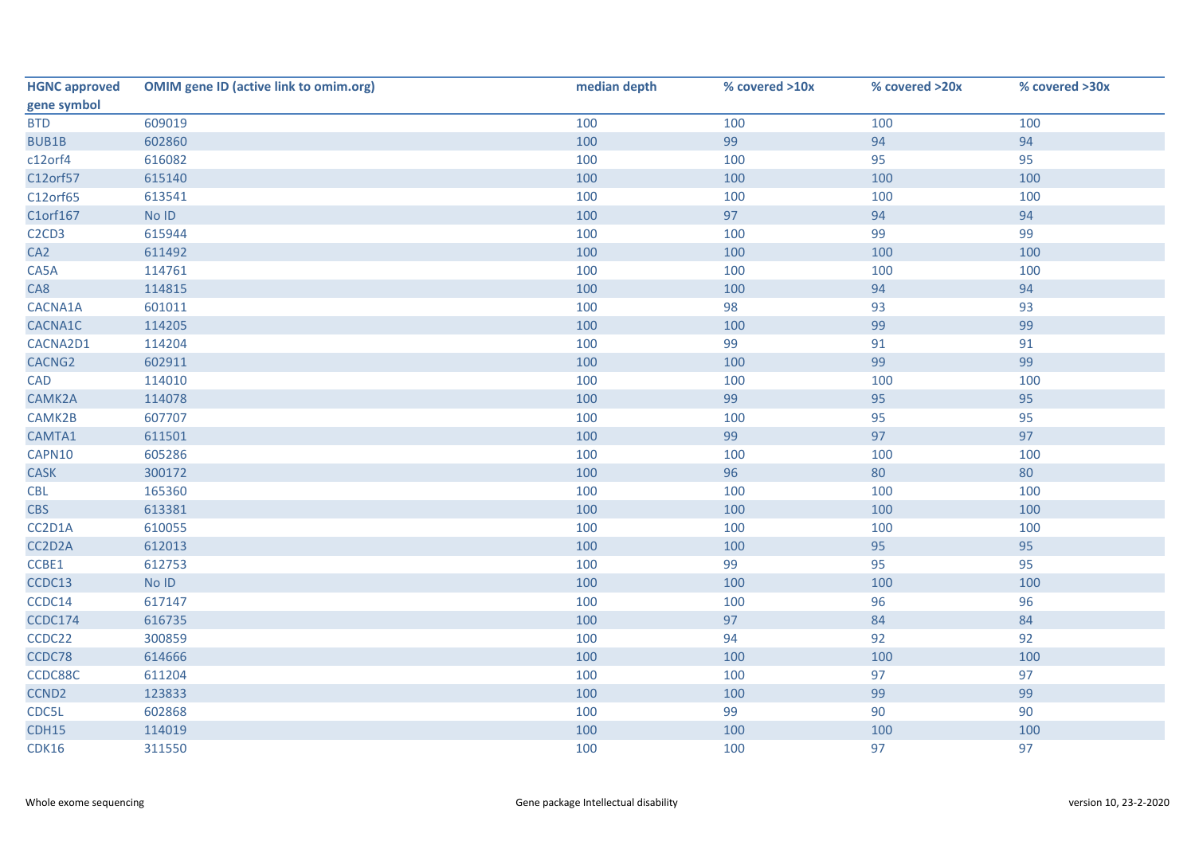| HGNC approved gene symbol | OMIM gene ID (active link to omim.org) | median depth | % covered >10x | % covered >20x | % covered >30x |
|---|---|---|---|---|---|
| BTD | 609019 | 100 | 100 | 100 | 100 |
| BUB1B | 602860 | 100 | 99 | 94 | 94 |
| c12orf4 | 616082 | 100 | 100 | 95 | 95 |
| C12orf57 | 615140 | 100 | 100 | 100 | 100 |
| C12orf65 | 613541 | 100 | 100 | 100 | 100 |
| C1orf167 | No ID | 100 | 97 | 94 | 94 |
| C2CD3 | 615944 | 100 | 100 | 99 | 99 |
| CA2 | 611492 | 100 | 100 | 100 | 100 |
| CA5A | 114761 | 100 | 100 | 100 | 100 |
| CA8 | 114815 | 100 | 100 | 94 | 94 |
| CACNA1A | 601011 | 100 | 98 | 93 | 93 |
| CACNA1C | 114205 | 100 | 100 | 99 | 99 |
| CACNA2D1 | 114204 | 100 | 99 | 91 | 91 |
| CACNG2 | 602911 | 100 | 100 | 99 | 99 |
| CAD | 114010 | 100 | 100 | 100 | 100 |
| CAMK2A | 114078 | 100 | 99 | 95 | 95 |
| CAMK2B | 607707 | 100 | 100 | 95 | 95 |
| CAMTA1 | 611501 | 100 | 99 | 97 | 97 |
| CAPN10 | 605286 | 100 | 100 | 100 | 100 |
| CASK | 300172 | 100 | 96 | 80 | 80 |
| CBL | 165360 | 100 | 100 | 100 | 100 |
| CBS | 613381 | 100 | 100 | 100 | 100 |
| CC2D1A | 610055 | 100 | 100 | 100 | 100 |
| CC2D2A | 612013 | 100 | 100 | 95 | 95 |
| CCBE1 | 612753 | 100 | 99 | 95 | 95 |
| CCDC13 | No ID | 100 | 100 | 100 | 100 |
| CCDC14 | 617147 | 100 | 100 | 96 | 96 |
| CCDC174 | 616735 | 100 | 97 | 84 | 84 |
| CCDC22 | 300859 | 100 | 94 | 92 | 92 |
| CCDC78 | 614666 | 100 | 100 | 100 | 100 |
| CCDC88C | 611204 | 100 | 100 | 97 | 97 |
| CCND2 | 123833 | 100 | 100 | 99 | 99 |
| CDC5L | 602868 | 100 | 99 | 90 | 90 |
| CDH15 | 114019 | 100 | 100 | 100 | 100 |
| CDK16 | 311550 | 100 | 100 | 97 | 97 |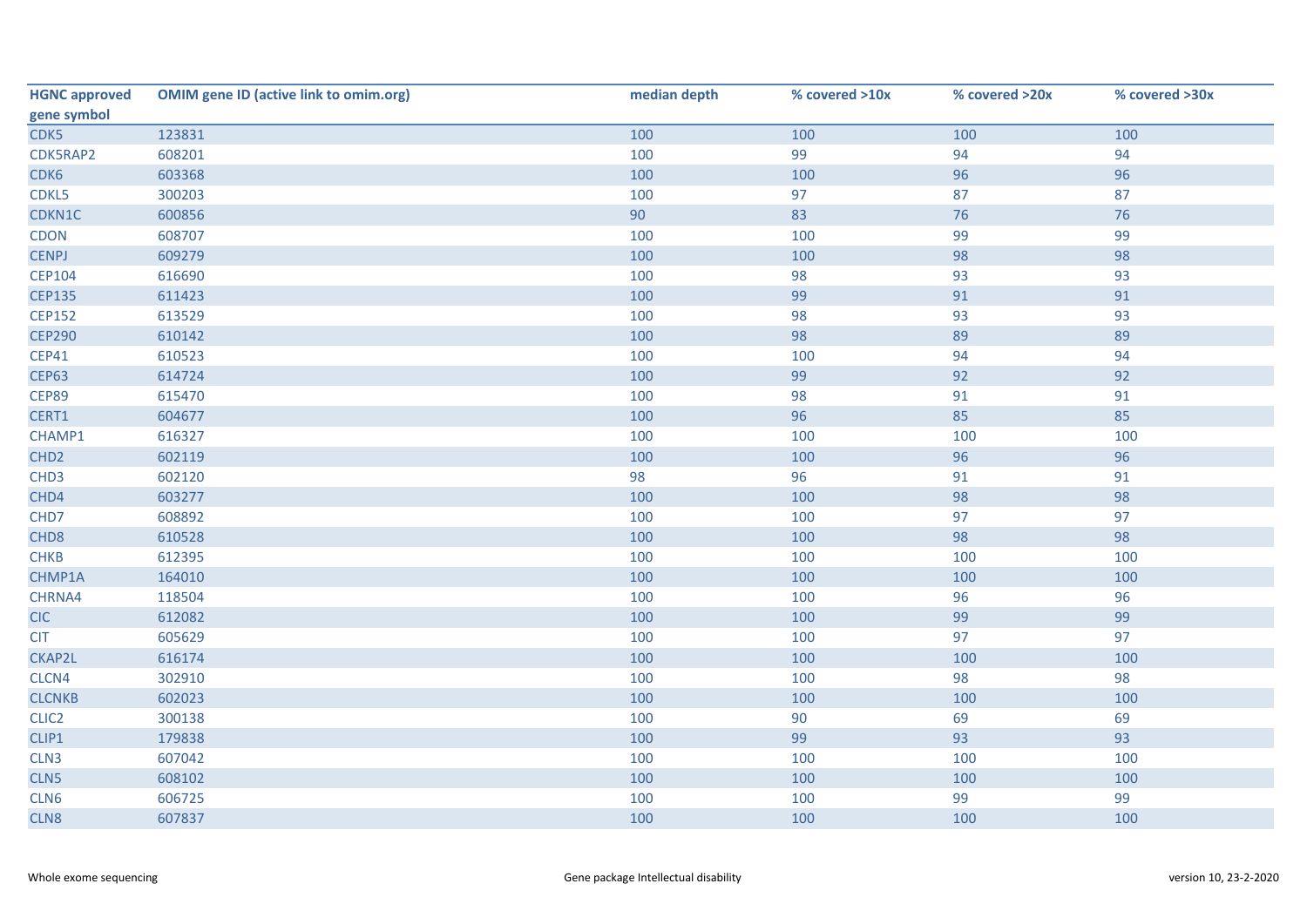| HGNC approved gene symbol | OMIM gene ID (active link to omim.org) | median depth | % covered >10x | % covered >20x | % covered >30x |
|---|---|---|---|---|---|
| CDK5 | 123831 | 100 | 100 | 100 | 100 |
| CDK5RAP2 | 608201 | 100 | 99 | 94 | 94 |
| CDK6 | 603368 | 100 | 100 | 96 | 96 |
| CDKL5 | 300203 | 100 | 97 | 87 | 87 |
| CDKN1C | 600856 | 90 | 83 | 76 | 76 |
| CDON | 608707 | 100 | 100 | 99 | 99 |
| CENPJ | 609279 | 100 | 100 | 98 | 98 |
| CEP104 | 616690 | 100 | 98 | 93 | 93 |
| CEP135 | 611423 | 100 | 99 | 91 | 91 |
| CEP152 | 613529 | 100 | 98 | 93 | 93 |
| CEP290 | 610142 | 100 | 98 | 89 | 89 |
| CEP41 | 610523 | 100 | 100 | 94 | 94 |
| CEP63 | 614724 | 100 | 99 | 92 | 92 |
| CEP89 | 615470 | 100 | 98 | 91 | 91 |
| CERT1 | 604677 | 100 | 96 | 85 | 85 |
| CHAMP1 | 616327 | 100 | 100 | 100 | 100 |
| CHD2 | 602119 | 100 | 100 | 96 | 96 |
| CHD3 | 602120 | 98 | 96 | 91 | 91 |
| CHD4 | 603277 | 100 | 100 | 98 | 98 |
| CHD7 | 608892 | 100 | 100 | 97 | 97 |
| CHD8 | 610528 | 100 | 100 | 98 | 98 |
| CHKB | 612395 | 100 | 100 | 100 | 100 |
| CHMP1A | 164010 | 100 | 100 | 100 | 100 |
| CHRNA4 | 118504 | 100 | 100 | 96 | 96 |
| CIC | 612082 | 100 | 100 | 99 | 99 |
| CIT | 605629 | 100 | 100 | 97 | 97 |
| CKAP2L | 616174 | 100 | 100 | 100 | 100 |
| CLCN4 | 302910 | 100 | 100 | 98 | 98 |
| CLCNKB | 602023 | 100 | 100 | 100 | 100 |
| CLIC2 | 300138 | 100 | 90 | 69 | 69 |
| CLIP1 | 179838 | 100 | 99 | 93 | 93 |
| CLN3 | 607042 | 100 | 100 | 100 | 100 |
| CLN5 | 608102 | 100 | 100 | 100 | 100 |
| CLN6 | 606725 | 100 | 100 | 99 | 99 |
| CLN8 | 607837 | 100 | 100 | 100 | 100 |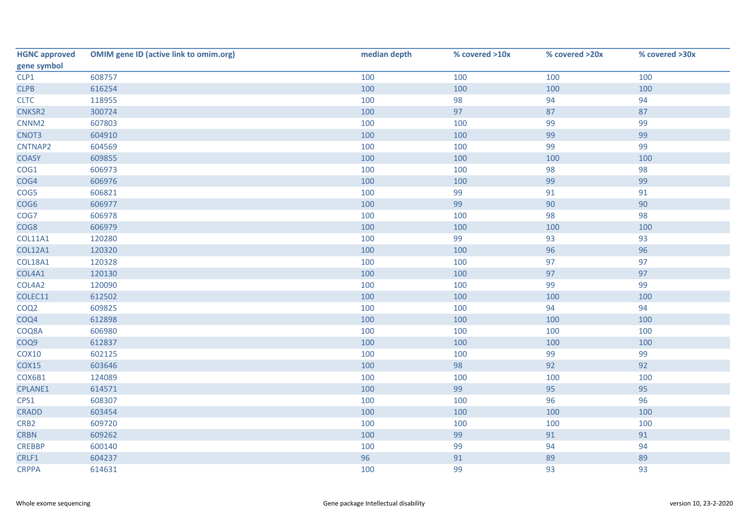| HGNC approved gene symbol | OMIM gene ID (active link to omim.org) | median depth | % covered >10x | % covered >20x | % covered >30x |
|---|---|---|---|---|---|
| CLP1 | 608757 | 100 | 100 | 100 | 100 |
| CLPB | 616254 | 100 | 100 | 100 | 100 |
| CLTC | 118955 | 100 | 98 | 94 | 94 |
| CNKSR2 | 300724 | 100 | 97 | 87 | 87 |
| CNNM2 | 607803 | 100 | 100 | 99 | 99 |
| CNOT3 | 604910 | 100 | 100 | 99 | 99 |
| CNTNAP2 | 604569 | 100 | 100 | 99 | 99 |
| COASY | 609855 | 100 | 100 | 100 | 100 |
| COG1 | 606973 | 100 | 100 | 98 | 98 |
| COG4 | 606976 | 100 | 100 | 99 | 99 |
| COG5 | 606821 | 100 | 99 | 91 | 91 |
| COG6 | 606977 | 100 | 99 | 90 | 90 |
| COG7 | 606978 | 100 | 100 | 98 | 98 |
| COG8 | 606979 | 100 | 100 | 100 | 100 |
| COL11A1 | 120280 | 100 | 99 | 93 | 93 |
| COL12A1 | 120320 | 100 | 100 | 96 | 96 |
| COL18A1 | 120328 | 100 | 100 | 97 | 97 |
| COL4A1 | 120130 | 100 | 100 | 97 | 97 |
| COL4A2 | 120090 | 100 | 100 | 99 | 99 |
| COLEC11 | 612502 | 100 | 100 | 100 | 100 |
| COQ2 | 609825 | 100 | 100 | 94 | 94 |
| COQ4 | 612898 | 100 | 100 | 100 | 100 |
| COQ8A | 606980 | 100 | 100 | 100 | 100 |
| COQ9 | 612837 | 100 | 100 | 100 | 100 |
| COX10 | 602125 | 100 | 100 | 99 | 99 |
| COX15 | 603646 | 100 | 98 | 92 | 92 |
| COX6B1 | 124089 | 100 | 100 | 100 | 100 |
| CPLANE1 | 614571 | 100 | 99 | 95 | 95 |
| CPS1 | 608307 | 100 | 100 | 96 | 96 |
| CRADD | 603454 | 100 | 100 | 100 | 100 |
| CRB2 | 609720 | 100 | 100 | 100 | 100 |
| CRBN | 609262 | 100 | 99 | 91 | 91 |
| CREBBP | 600140 | 100 | 99 | 94 | 94 |
| CRLF1 | 604237 | 96 | 91 | 89 | 89 |
| CRPPA | 614631 | 100 | 99 | 93 | 93 |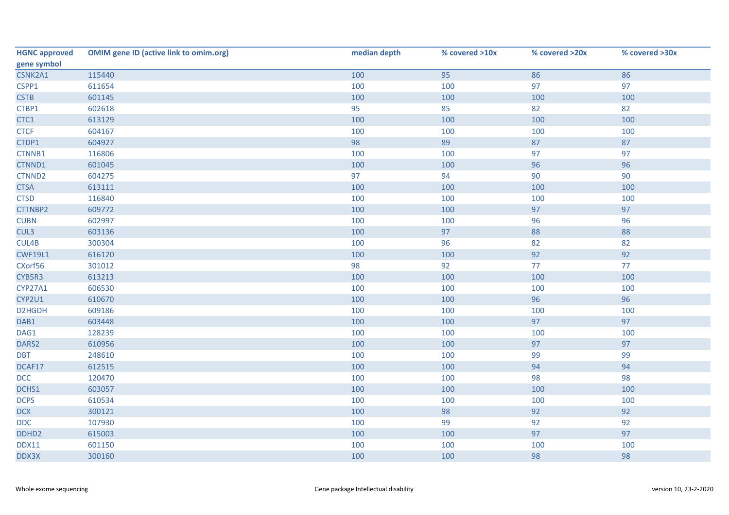| HGNC approved gene symbol | OMIM gene ID (active link to omim.org) | median depth | % covered >10x | % covered >20x | % covered >30x |
|---|---|---|---|---|---|
| CSNK2A1 | 115440 | 100 | 95 | 86 | 86 |
| CSPP1 | 611654 | 100 | 100 | 97 | 97 |
| CSTB | 601145 | 100 | 100 | 100 | 100 |
| CTBP1 | 602618 | 95 | 85 | 82 | 82 |
| CTC1 | 613129 | 100 | 100 | 100 | 100 |
| CTCF | 604167 | 100 | 100 | 100 | 100 |
| CTDP1 | 604927 | 98 | 89 | 87 | 87 |
| CTNNB1 | 116806 | 100 | 100 | 97 | 97 |
| CTNND1 | 601045 | 100 | 100 | 96 | 96 |
| CTNND2 | 604275 | 97 | 94 | 90 | 90 |
| CTSA | 613111 | 100 | 100 | 100 | 100 |
| CTSD | 116840 | 100 | 100 | 100 | 100 |
| CTTNBP2 | 609772 | 100 | 100 | 97 | 97 |
| CUBN | 602997 | 100 | 100 | 96 | 96 |
| CUL3 | 603136 | 100 | 97 | 88 | 88 |
| CUL4B | 300304 | 100 | 96 | 82 | 82 |
| CWF19L1 | 616120 | 100 | 100 | 92 | 92 |
| CXorf56 | 301012 | 98 | 92 | 77 | 77 |
| CYB5R3 | 613213 | 100 | 100 | 100 | 100 |
| CYP27A1 | 606530 | 100 | 100 | 100 | 100 |
| CYP2U1 | 610670 | 100 | 100 | 96 | 96 |
| D2HGDH | 609186 | 100 | 100 | 100 | 100 |
| DAB1 | 603448 | 100 | 100 | 97 | 97 |
| DAG1 | 128239 | 100 | 100 | 100 | 100 |
| DARS2 | 610956 | 100 | 100 | 97 | 97 |
| DBT | 248610 | 100 | 100 | 99 | 99 |
| DCAF17 | 612515 | 100 | 100 | 94 | 94 |
| DCC | 120470 | 100 | 100 | 98 | 98 |
| DCHS1 | 603057 | 100 | 100 | 100 | 100 |
| DCPS | 610534 | 100 | 100 | 100 | 100 |
| DCX | 300121 | 100 | 98 | 92 | 92 |
| DDC | 107930 | 100 | 99 | 92 | 92 |
| DDHD2 | 615003 | 100 | 100 | 97 | 97 |
| DDX11 | 601150 | 100 | 100 | 100 | 100 |
| DDX3X | 300160 | 100 | 100 | 98 | 98 |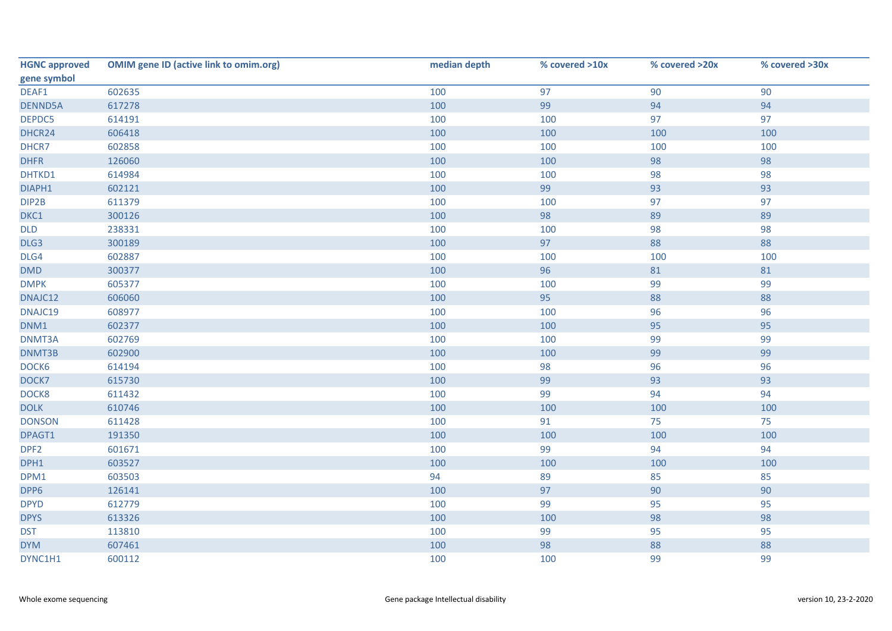| HGNC approved gene symbol | OMIM gene ID (active link to omim.org) | median depth | % covered >10x | % covered >20x | % covered >30x |
|---|---|---|---|---|---|
| DEAF1 | 602635 | 100 | 97 | 90 | 90 |
| DENND5A | 617278 | 100 | 99 | 94 | 94 |
| DEPDC5 | 614191 | 100 | 100 | 97 | 97 |
| DHCR24 | 606418 | 100 | 100 | 100 | 100 |
| DHCR7 | 602858 | 100 | 100 | 100 | 100 |
| DHFR | 126060 | 100 | 100 | 98 | 98 |
| DHTKD1 | 614984 | 100 | 100 | 98 | 98 |
| DIAPH1 | 602121 | 100 | 99 | 93 | 93 |
| DIP2B | 611379 | 100 | 100 | 97 | 97 |
| DKC1 | 300126 | 100 | 98 | 89 | 89 |
| DLD | 238331 | 100 | 100 | 98 | 98 |
| DLG3 | 300189 | 100 | 97 | 88 | 88 |
| DLG4 | 602887 | 100 | 100 | 100 | 100 |
| DMD | 300377 | 100 | 96 | 81 | 81 |
| DMPK | 605377 | 100 | 100 | 99 | 99 |
| DNAJC12 | 606060 | 100 | 95 | 88 | 88 |
| DNAJC19 | 608977 | 100 | 100 | 96 | 96 |
| DNM1 | 602377 | 100 | 100 | 95 | 95 |
| DNMT3A | 602769 | 100 | 100 | 99 | 99 |
| DNMT3B | 602900 | 100 | 100 | 99 | 99 |
| DOCK6 | 614194 | 100 | 98 | 96 | 96 |
| DOCK7 | 615730 | 100 | 99 | 93 | 93 |
| DOCK8 | 611432 | 100 | 99 | 94 | 94 |
| DOLK | 610746 | 100 | 100 | 100 | 100 |
| DONSON | 611428 | 100 | 91 | 75 | 75 |
| DPAGT1 | 191350 | 100 | 100 | 100 | 100 |
| DPF2 | 601671 | 100 | 99 | 94 | 94 |
| DPH1 | 603527 | 100 | 100 | 100 | 100 |
| DPM1 | 603503 | 94 | 89 | 85 | 85 |
| DPP6 | 126141 | 100 | 97 | 90 | 90 |
| DPYD | 612779 | 100 | 99 | 95 | 95 |
| DPYS | 613326 | 100 | 100 | 98 | 98 |
| DST | 113810 | 100 | 99 | 95 | 95 |
| DYM | 607461 | 100 | 98 | 88 | 88 |
| DYNC1H1 | 600112 | 100 | 100 | 99 | 99 |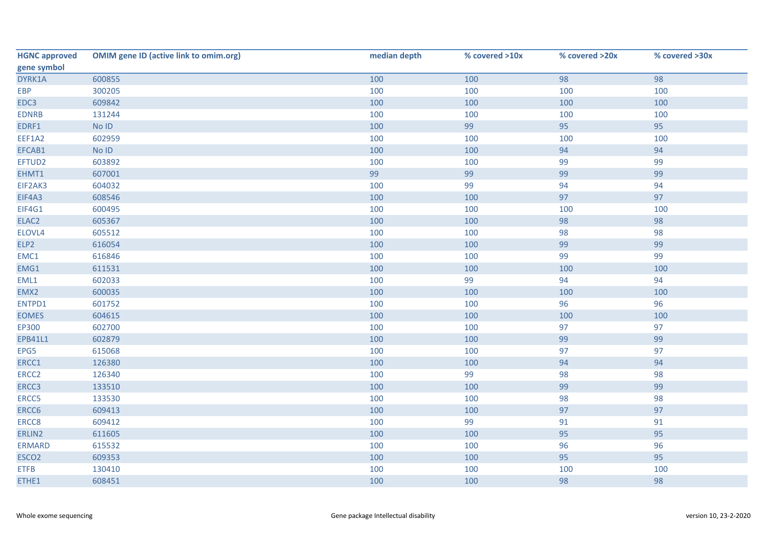| HGNC approved gene symbol | OMIM gene ID (active link to omim.org) | median depth | % covered >10x | % covered >20x | % covered >30x |
|---|---|---|---|---|---|
| DYRK1A | 600855 | 100 | 100 | 98 | 98 |
| EBP | 300205 | 100 | 100 | 100 | 100 |
| EDC3 | 609842 | 100 | 100 | 100 | 100 |
| EDNRB | 131244 | 100 | 100 | 100 | 100 |
| EDRF1 | No ID | 100 | 99 | 95 | 95 |
| EEF1A2 | 602959 | 100 | 100 | 100 | 100 |
| EFCAB1 | No ID | 100 | 100 | 94 | 94 |
| EFTUD2 | 603892 | 100 | 100 | 99 | 99 |
| EHMT1 | 607001 | 99 | 99 | 99 | 99 |
| EIF2AK3 | 604032 | 100 | 99 | 94 | 94 |
| EIF4A3 | 608546 | 100 | 100 | 97 | 97 |
| EIF4G1 | 600495 | 100 | 100 | 100 | 100 |
| ELAC2 | 605367 | 100 | 100 | 98 | 98 |
| ELOVL4 | 605512 | 100 | 100 | 98 | 98 |
| ELP2 | 616054 | 100 | 100 | 99 | 99 |
| EMC1 | 616846 | 100 | 100 | 99 | 99 |
| EMG1 | 611531 | 100 | 100 | 100 | 100 |
| EML1 | 602033 | 100 | 99 | 94 | 94 |
| EMX2 | 600035 | 100 | 100 | 100 | 100 |
| ENTPD1 | 601752 | 100 | 100 | 96 | 96 |
| EOMES | 604615 | 100 | 100 | 100 | 100 |
| EP300 | 602700 | 100 | 100 | 97 | 97 |
| EPB41L1 | 602879 | 100 | 100 | 99 | 99 |
| EPG5 | 615068 | 100 | 100 | 97 | 97 |
| ERCC1 | 126380 | 100 | 100 | 94 | 94 |
| ERCC2 | 126340 | 100 | 99 | 98 | 98 |
| ERCC3 | 133510 | 100 | 100 | 99 | 99 |
| ERCC5 | 133530 | 100 | 100 | 98 | 98 |
| ERCC6 | 609413 | 100 | 100 | 97 | 97 |
| ERCC8 | 609412 | 100 | 99 | 91 | 91 |
| ERLIN2 | 611605 | 100 | 100 | 95 | 95 |
| ERMARD | 615532 | 100 | 100 | 96 | 96 |
| ESCO2 | 609353 | 100 | 100 | 95 | 95 |
| ETFB | 130410 | 100 | 100 | 100 | 100 |
| ETHE1 | 608451 | 100 | 100 | 98 | 98 |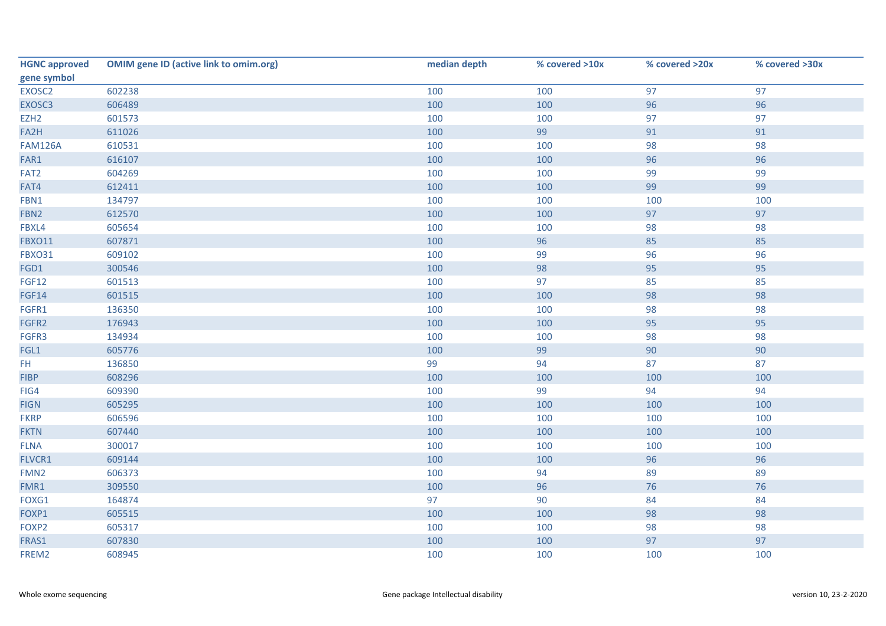| HGNC approved gene symbol | OMIM gene ID (active link to omim.org) | median depth | % covered >10x | % covered >20x | % covered >30x |
|---|---|---|---|---|---|
| EXOSC2 | 602238 | 100 | 100 | 97 | 97 |
| EXOSC3 | 606489 | 100 | 100 | 96 | 96 |
| EZH2 | 601573 | 100 | 100 | 97 | 97 |
| FA2H | 611026 | 100 | 99 | 91 | 91 |
| FAM126A | 610531 | 100 | 100 | 98 | 98 |
| FAR1 | 616107 | 100 | 100 | 96 | 96 |
| FAT2 | 604269 | 100 | 100 | 99 | 99 |
| FAT4 | 612411 | 100 | 100 | 99 | 99 |
| FBN1 | 134797 | 100 | 100 | 100 | 100 |
| FBN2 | 612570 | 100 | 100 | 97 | 97 |
| FBXL4 | 605654 | 100 | 100 | 98 | 98 |
| FBXO11 | 607871 | 100 | 96 | 85 | 85 |
| FBXO31 | 609102 | 100 | 99 | 96 | 96 |
| FGD1 | 300546 | 100 | 98 | 95 | 95 |
| FGF12 | 601513 | 100 | 97 | 85 | 85 |
| FGF14 | 601515 | 100 | 100 | 98 | 98 |
| FGFR1 | 136350 | 100 | 100 | 98 | 98 |
| FGFR2 | 176943 | 100 | 100 | 95 | 95 |
| FGFR3 | 134934 | 100 | 100 | 98 | 98 |
| FGL1 | 605776 | 100 | 99 | 90 | 90 |
| FH | 136850 | 99 | 94 | 87 | 87 |
| FIBP | 608296 | 100 | 100 | 100 | 100 |
| FIG4 | 609390 | 100 | 99 | 94 | 94 |
| FIGN | 605295 | 100 | 100 | 100 | 100 |
| FKRP | 606596 | 100 | 100 | 100 | 100 |
| FKTN | 607440 | 100 | 100 | 100 | 100 |
| FLNA | 300017 | 100 | 100 | 100 | 100 |
| FLVCR1 | 609144 | 100 | 100 | 96 | 96 |
| FMN2 | 606373 | 100 | 94 | 89 | 89 |
| FMR1 | 309550 | 100 | 96 | 76 | 76 |
| FOXG1 | 164874 | 97 | 90 | 84 | 84 |
| FOXP1 | 605515 | 100 | 100 | 98 | 98 |
| FOXP2 | 605317 | 100 | 100 | 98 | 98 |
| FRAS1 | 607830 | 100 | 100 | 97 | 97 |
| FREM2 | 608945 | 100 | 100 | 100 | 100 |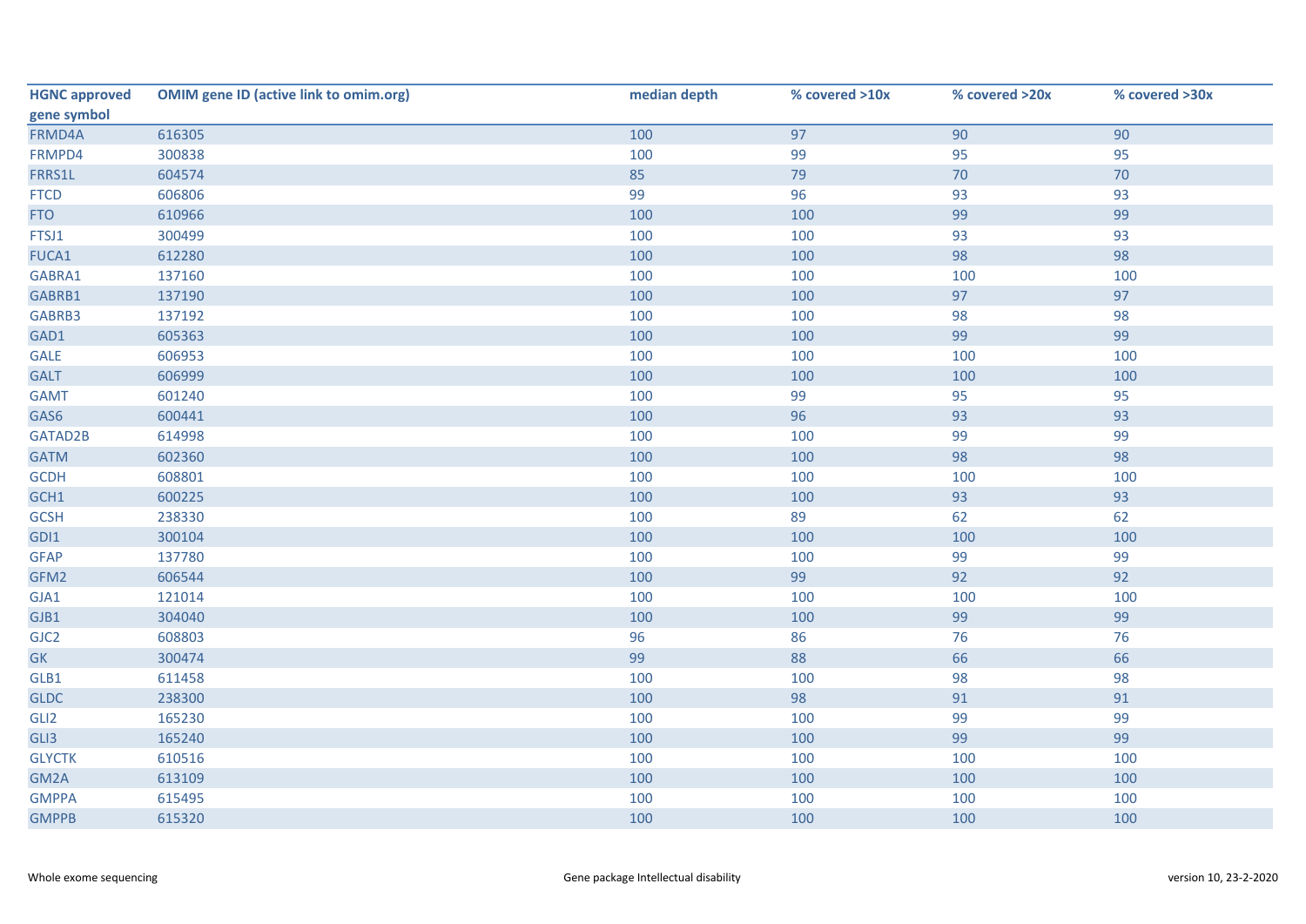| HGNC approved gene symbol | OMIM gene ID (active link to omim.org) | median depth | % covered >10x | % covered >20x | % covered >30x |
|---|---|---|---|---|---|
| FRMD4A | 616305 | 100 | 97 | 90 | 90 |
| FRMPD4 | 300838 | 100 | 99 | 95 | 95 |
| FRRS1L | 604574 | 85 | 79 | 70 | 70 |
| FTCD | 606806 | 99 | 96 | 93 | 93 |
| FTO | 610966 | 100 | 100 | 99 | 99 |
| FTSJ1 | 300499 | 100 | 100 | 93 | 93 |
| FUCA1 | 612280 | 100 | 100 | 98 | 98 |
| GABRA1 | 137160 | 100 | 100 | 100 | 100 |
| GABRB1 | 137190 | 100 | 100 | 97 | 97 |
| GABRB3 | 137192 | 100 | 100 | 98 | 98 |
| GAD1 | 605363 | 100 | 100 | 99 | 99 |
| GALE | 606953 | 100 | 100 | 100 | 100 |
| GALT | 606999 | 100 | 100 | 100 | 100 |
| GAMT | 601240 | 100 | 99 | 95 | 95 |
| GAS6 | 600441 | 100 | 96 | 93 | 93 |
| GATAD2B | 614998 | 100 | 100 | 99 | 99 |
| GATM | 602360 | 100 | 100 | 98 | 98 |
| GCDH | 608801 | 100 | 100 | 100 | 100 |
| GCH1 | 600225 | 100 | 100 | 93 | 93 |
| GCSH | 238330 | 100 | 89 | 62 | 62 |
| GDI1 | 300104 | 100 | 100 | 100 | 100 |
| GFAP | 137780 | 100 | 100 | 99 | 99 |
| GFM2 | 606544 | 100 | 99 | 92 | 92 |
| GJA1 | 121014 | 100 | 100 | 100 | 100 |
| GJB1 | 304040 | 100 | 100 | 99 | 99 |
| GJC2 | 608803 | 96 | 86 | 76 | 76 |
| GK | 300474 | 99 | 88 | 66 | 66 |
| GLB1 | 611458 | 100 | 100 | 98 | 98 |
| GLDC | 238300 | 100 | 98 | 91 | 91 |
| GLI2 | 165230 | 100 | 100 | 99 | 99 |
| GLI3 | 165240 | 100 | 100 | 99 | 99 |
| GLYCTK | 610516 | 100 | 100 | 100 | 100 |
| GM2A | 613109 | 100 | 100 | 100 | 100 |
| GMPPA | 615495 | 100 | 100 | 100 | 100 |
| GMPPB | 615320 | 100 | 100 | 100 | 100 |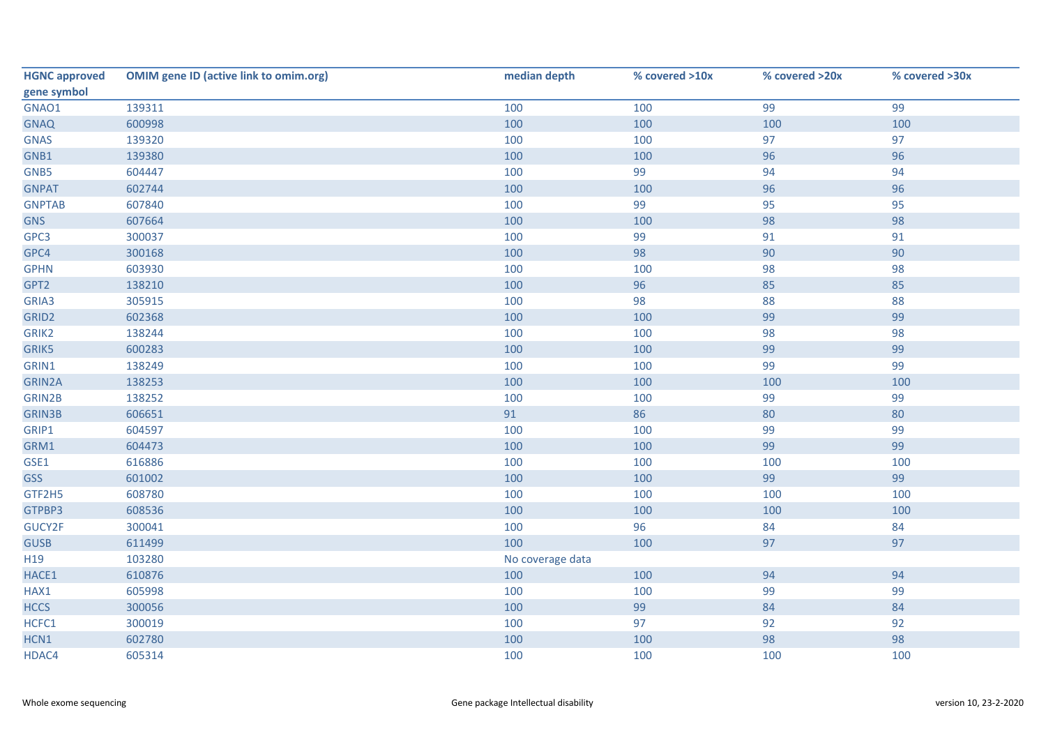| HGNC approved gene symbol | OMIM gene ID (active link to omim.org) | median depth | % covered >10x | % covered >20x | % covered >30x |
|---|---|---|---|---|---|
| GNAO1 | 139311 | 100 | 100 | 99 | 99 |
| GNAQ | 600998 | 100 | 100 | 100 | 100 |
| GNAS | 139320 | 100 | 100 | 97 | 97 |
| GNB1 | 139380 | 100 | 100 | 96 | 96 |
| GNB5 | 604447 | 100 | 99 | 94 | 94 |
| GNPAT | 602744 | 100 | 100 | 96 | 96 |
| GNPTAB | 607840 | 100 | 99 | 95 | 95 |
| GNS | 607664 | 100 | 100 | 98 | 98 |
| GPC3 | 300037 | 100 | 99 | 91 | 91 |
| GPC4 | 300168 | 100 | 98 | 90 | 90 |
| GPHN | 603930 | 100 | 100 | 98 | 98 |
| GPT2 | 138210 | 100 | 96 | 85 | 85 |
| GRIA3 | 305915 | 100 | 98 | 88 | 88 |
| GRID2 | 602368 | 100 | 100 | 99 | 99 |
| GRIK2 | 138244 | 100 | 100 | 98 | 98 |
| GRIK5 | 600283 | 100 | 100 | 99 | 99 |
| GRIN1 | 138249 | 100 | 100 | 99 | 99 |
| GRIN2A | 138253 | 100 | 100 | 100 | 100 |
| GRIN2B | 138252 | 100 | 100 | 99 | 99 |
| GRIN3B | 606651 | 91 | 86 | 80 | 80 |
| GRIP1 | 604597 | 100 | 100 | 99 | 99 |
| GRM1 | 604473 | 100 | 100 | 99 | 99 |
| GSE1 | 616886 | 100 | 100 | 100 | 100 |
| GSS | 601002 | 100 | 100 | 99 | 99 |
| GTF2H5 | 608780 | 100 | 100 | 100 | 100 |
| GTPBP3 | 608536 | 100 | 100 | 100 | 100 |
| GUCY2F | 300041 | 100 | 96 | 84 | 84 |
| GUSB | 611499 | 100 | 100 | 97 | 97 |
| H19 | 103280 | No coverage data | | | |
| HACE1 | 610876 | 100 | 100 | 94 | 94 |
| HAX1 | 605998 | 100 | 100 | 99 | 99 |
| HCCS | 300056 | 100 | 99 | 84 | 84 |
| HCFC1 | 300019 | 100 | 97 | 92 | 92 |
| HCN1 | 602780 | 100 | 100 | 98 | 98 |
| HDAC4 | 605314 | 100 | 100 | 100 | 100 |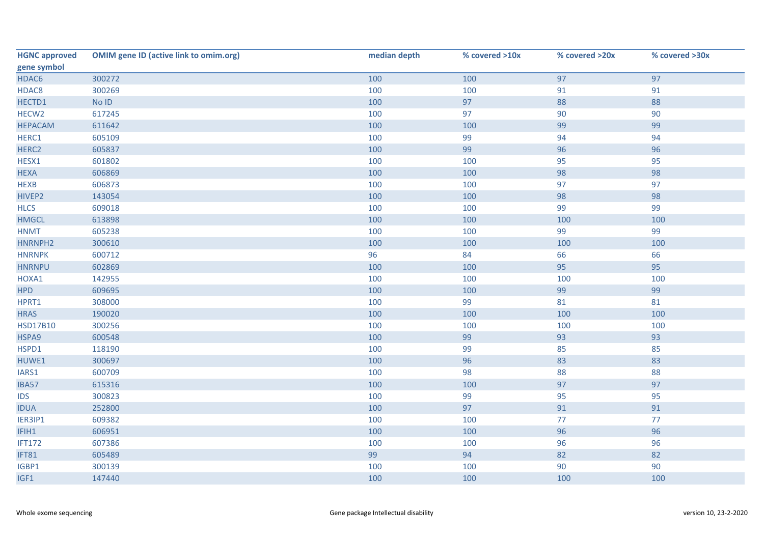| HGNC approved gene symbol | OMIM gene ID (active link to omim.org) | median depth | % covered >10x | % covered >20x | % covered >30x |
|---|---|---|---|---|---|
| HDAC6 | 300272 | 100 | 100 | 97 | 97 |
| HDAC8 | 300269 | 100 | 100 | 91 | 91 |
| HECTD1 | No ID | 100 | 97 | 88 | 88 |
| HECW2 | 617245 | 100 | 97 | 90 | 90 |
| HEPACAM | 611642 | 100 | 100 | 99 | 99 |
| HERC1 | 605109 | 100 | 99 | 94 | 94 |
| HERC2 | 605837 | 100 | 99 | 96 | 96 |
| HESX1 | 601802 | 100 | 100 | 95 | 95 |
| HEXA | 606869 | 100 | 100 | 98 | 98 |
| HEXB | 606873 | 100 | 100 | 97 | 97 |
| HIVEP2 | 143054 | 100 | 100 | 98 | 98 |
| HLCS | 609018 | 100 | 100 | 99 | 99 |
| HMGCL | 613898 | 100 | 100 | 100 | 100 |
| HNMT | 605238 | 100 | 100 | 99 | 99 |
| HNRNPH2 | 300610 | 100 | 100 | 100 | 100 |
| HNRNPK | 600712 | 96 | 84 | 66 | 66 |
| HNRNPU | 602869 | 100 | 100 | 95 | 95 |
| HOXA1 | 142955 | 100 | 100 | 100 | 100 |
| HPD | 609695 | 100 | 100 | 99 | 99 |
| HPRT1 | 308000 | 100 | 99 | 81 | 81 |
| HRAS | 190020 | 100 | 100 | 100 | 100 |
| HSD17B10 | 300256 | 100 | 100 | 100 | 100 |
| HSPA9 | 600548 | 100 | 99 | 93 | 93 |
| HSPD1 | 118190 | 100 | 99 | 85 | 85 |
| HUWE1 | 300697 | 100 | 96 | 83 | 83 |
| IARS1 | 600709 | 100 | 98 | 88 | 88 |
| IBA57 | 615316 | 100 | 100 | 97 | 97 |
| IDS | 300823 | 100 | 99 | 95 | 95 |
| IDUA | 252800 | 100 | 97 | 91 | 91 |
| IER3IP1 | 609382 | 100 | 100 | 77 | 77 |
| IFIH1 | 606951 | 100 | 100 | 96 | 96 |
| IFT172 | 607386 | 100 | 100 | 96 | 96 |
| IFT81 | 605489 | 99 | 94 | 82 | 82 |
| IGBP1 | 300139 | 100 | 100 | 90 | 90 |
| IGF1 | 147440 | 100 | 100 | 100 | 100 |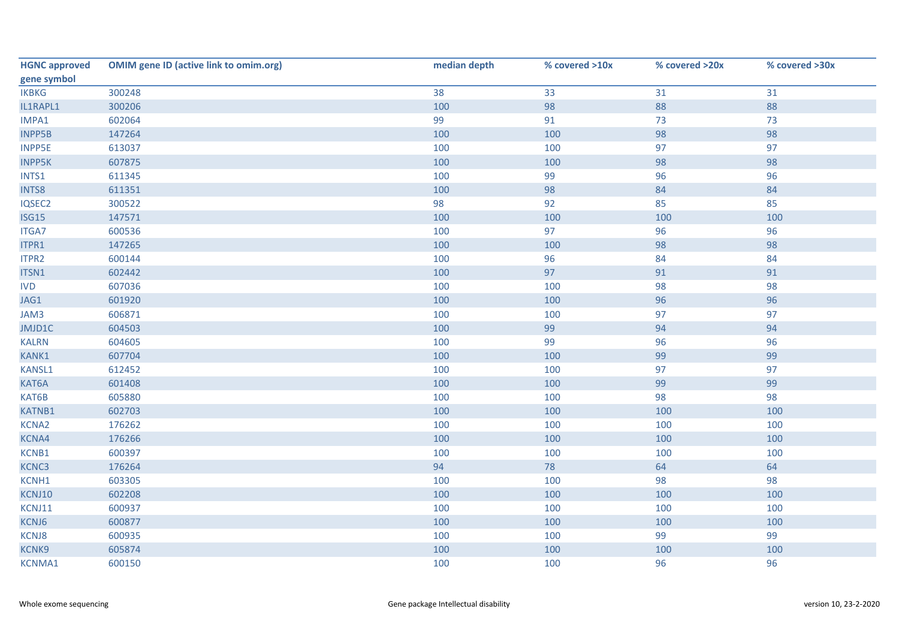| HGNC approved gene symbol | OMIM gene ID (active link to omim.org) | median depth | % covered >10x | % covered >20x | % covered >30x |
|---|---|---|---|---|---|
| IKBKG | 300248 | 38 | 33 | 31 | 31 |
| IL1RAPL1 | 300206 | 100 | 98 | 88 | 88 |
| IMPA1 | 602064 | 99 | 91 | 73 | 73 |
| INPP5B | 147264 | 100 | 100 | 98 | 98 |
| INPP5E | 613037 | 100 | 100 | 97 | 97 |
| INPP5K | 607875 | 100 | 100 | 98 | 98 |
| INTS1 | 611345 | 100 | 99 | 96 | 96 |
| INTS8 | 611351 | 100 | 98 | 84 | 84 |
| IQSEC2 | 300522 | 98 | 92 | 85 | 85 |
| ISG15 | 147571 | 100 | 100 | 100 | 100 |
| ITGA7 | 600536 | 100 | 97 | 96 | 96 |
| ITPR1 | 147265 | 100 | 100 | 98 | 98 |
| ITPR2 | 600144 | 100 | 96 | 84 | 84 |
| ITSN1 | 602442 | 100 | 97 | 91 | 91 |
| IVD | 607036 | 100 | 100 | 98 | 98 |
| JAG1 | 601920 | 100 | 100 | 96 | 96 |
| JAM3 | 606871 | 100 | 100 | 97 | 97 |
| JMJD1C | 604503 | 100 | 99 | 94 | 94 |
| KALRN | 604605 | 100 | 99 | 96 | 96 |
| KANK1 | 607704 | 100 | 100 | 99 | 99 |
| KANSL1 | 612452 | 100 | 100 | 97 | 97 |
| KAT6A | 601408 | 100 | 100 | 99 | 99 |
| KAT6B | 605880 | 100 | 100 | 98 | 98 |
| KATNB1 | 602703 | 100 | 100 | 100 | 100 |
| KCNA2 | 176262 | 100 | 100 | 100 | 100 |
| KCNA4 | 176266 | 100 | 100 | 100 | 100 |
| KCNB1 | 600397 | 100 | 100 | 100 | 100 |
| KCNC3 | 176264 | 94 | 78 | 64 | 64 |
| KCNH1 | 603305 | 100 | 100 | 98 | 98 |
| KCNJ10 | 602208 | 100 | 100 | 100 | 100 |
| KCNJ11 | 600937 | 100 | 100 | 100 | 100 |
| KCNJ6 | 600877 | 100 | 100 | 100 | 100 |
| KCNJ8 | 600935 | 100 | 100 | 99 | 99 |
| KCNK9 | 605874 | 100 | 100 | 100 | 100 |
| KCNMA1 | 600150 | 100 | 100 | 96 | 96 |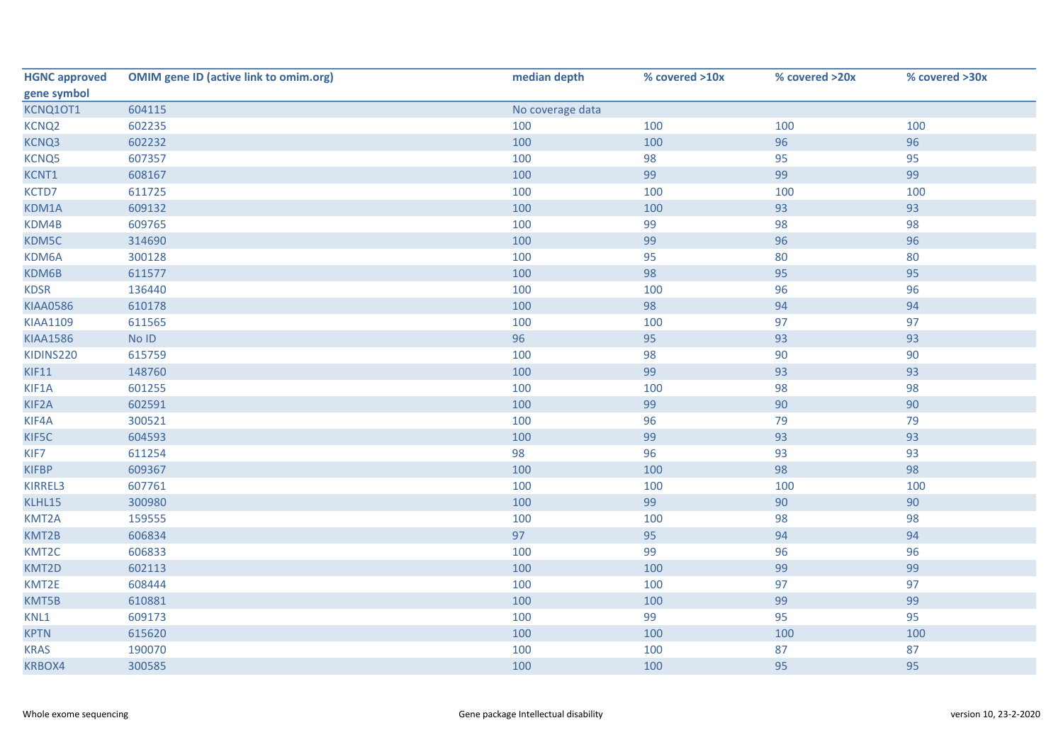| HGNC approved gene symbol | OMIM gene ID (active link to omim.org) | median depth | % covered >10x | % covered >20x | % covered >30x |
|---|---|---|---|---|---|
| KCNQ1OT1 | 604115 | No coverage data | | | |
| KCNQ2 | 602235 | 100 | 100 | 100 | 100 |
| KCNQ3 | 602232 | 100 | 100 | 96 | 96 |
| KCNQ5 | 607357 | 100 | 98 | 95 | 95 |
| KCNT1 | 608167 | 100 | 99 | 99 | 99 |
| KCTD7 | 611725 | 100 | 100 | 100 | 100 |
| KDM1A | 609132 | 100 | 100 | 93 | 93 |
| KDM4B | 609765 | 100 | 99 | 98 | 98 |
| KDM5C | 314690 | 100 | 99 | 96 | 96 |
| KDM6A | 300128 | 100 | 95 | 80 | 80 |
| KDM6B | 611577 | 100 | 98 | 95 | 95 |
| KDSR | 136440 | 100 | 100 | 96 | 96 |
| KIAA0586 | 610178 | 100 | 98 | 94 | 94 |
| KIAA1109 | 611565 | 100 | 100 | 97 | 97 |
| KIAA1586 | No ID | 96 | 95 | 93 | 93 |
| KIDINS220 | 615759 | 100 | 98 | 90 | 90 |
| KIF11 | 148760 | 100 | 99 | 93 | 93 |
| KIF1A | 601255 | 100 | 100 | 98 | 98 |
| KIF2A | 602591 | 100 | 99 | 90 | 90 |
| KIF4A | 300521 | 100 | 96 | 79 | 79 |
| KIF5C | 604593 | 100 | 99 | 93 | 93 |
| KIF7 | 611254 | 98 | 96 | 93 | 93 |
| KIFBP | 609367 | 100 | 100 | 98 | 98 |
| KIRREL3 | 607761 | 100 | 100 | 100 | 100 |
| KLHL15 | 300980 | 100 | 99 | 90 | 90 |
| KMT2A | 159555 | 100 | 100 | 98 | 98 |
| KMT2B | 606834 | 97 | 95 | 94 | 94 |
| KMT2C | 606833 | 100 | 99 | 96 | 96 |
| KMT2D | 602113 | 100 | 100 | 99 | 99 |
| KMT2E | 608444 | 100 | 100 | 97 | 97 |
| KMT5B | 610881 | 100 | 100 | 99 | 99 |
| KNL1 | 609173 | 100 | 99 | 95 | 95 |
| KPTN | 615620 | 100 | 100 | 100 | 100 |
| KRAS | 190070 | 100 | 100 | 87 | 87 |
| KRBOX4 | 300585 | 100 | 100 | 95 | 95 |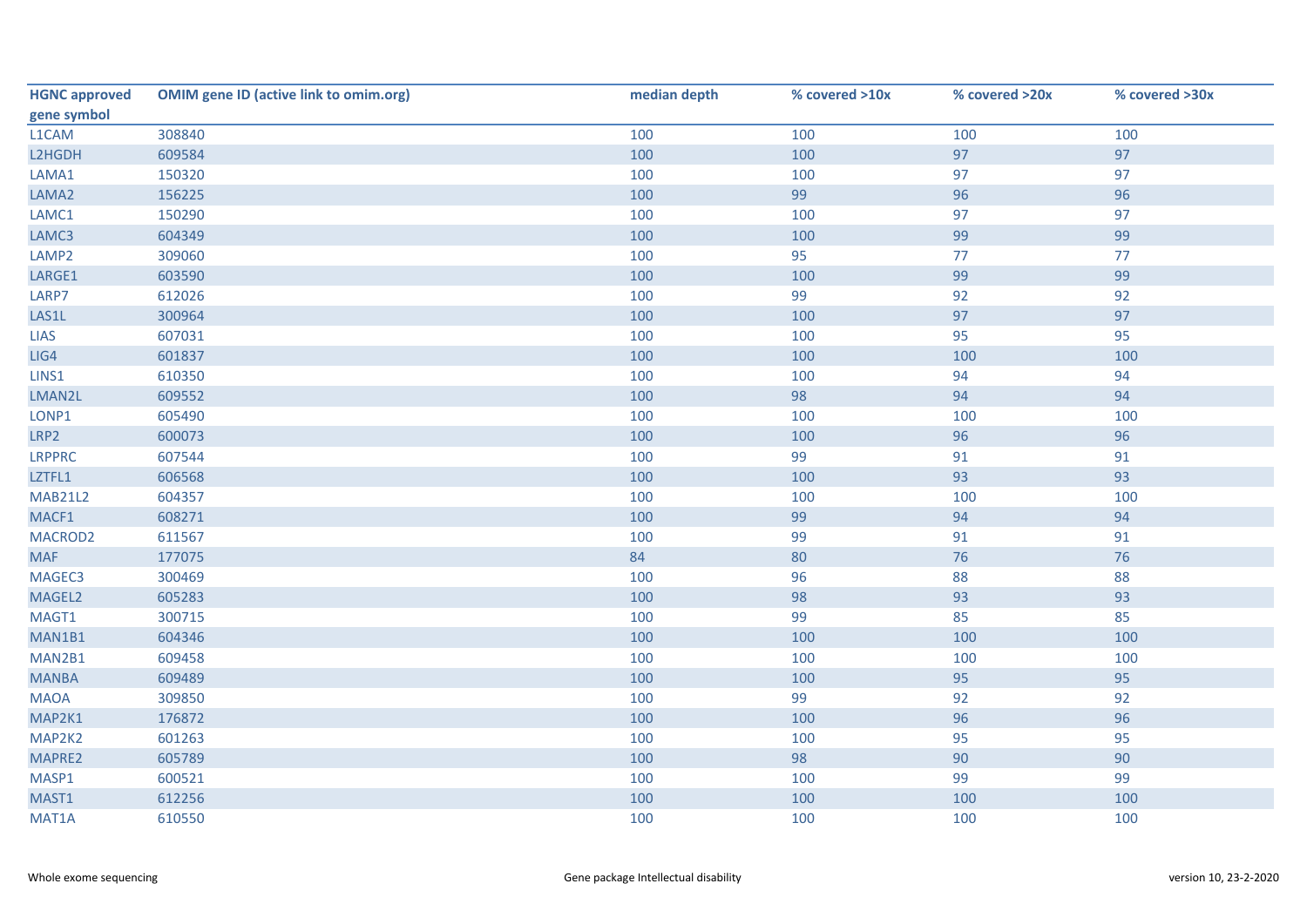| HGNC approved gene symbol | OMIM gene ID (active link to omim.org) | median depth | % covered >10x | % covered >20x | % covered >30x |
|---|---|---|---|---|---|
| L1CAM | 308840 | 100 | 100 | 100 | 100 |
| L2HGDH | 609584 | 100 | 100 | 97 | 97 |
| LAMA1 | 150320 | 100 | 100 | 97 | 97 |
| LAMA2 | 156225 | 100 | 99 | 96 | 96 |
| LAMC1 | 150290 | 100 | 100 | 97 | 97 |
| LAMC3 | 604349 | 100 | 100 | 99 | 99 |
| LAMP2 | 309060 | 100 | 95 | 77 | 77 |
| LARGE1 | 603590 | 100 | 100 | 99 | 99 |
| LARP7 | 612026 | 100 | 99 | 92 | 92 |
| LAS1L | 300964 | 100 | 100 | 97 | 97 |
| LIAS | 607031 | 100 | 100 | 95 | 95 |
| LIG4 | 601837 | 100 | 100 | 100 | 100 |
| LINS1 | 610350 | 100 | 100 | 94 | 94 |
| LMAN2L | 609552 | 100 | 98 | 94 | 94 |
| LONP1 | 605490 | 100 | 100 | 100 | 100 |
| LRP2 | 600073 | 100 | 100 | 96 | 96 |
| LRPPRC | 607544 | 100 | 99 | 91 | 91 |
| LZTFL1 | 606568 | 100 | 100 | 93 | 93 |
| MAB21L2 | 604357 | 100 | 100 | 100 | 100 |
| MACF1 | 608271 | 100 | 99 | 94 | 94 |
| MACROD2 | 611567 | 100 | 99 | 91 | 91 |
| MAF | 177075 | 84 | 80 | 76 | 76 |
| MAGEC3 | 300469 | 100 | 96 | 88 | 88 |
| MAGEL2 | 605283 | 100 | 98 | 93 | 93 |
| MAGT1 | 300715 | 100 | 99 | 85 | 85 |
| MAN1B1 | 604346 | 100 | 100 | 100 | 100 |
| MAN2B1 | 609458 | 100 | 100 | 100 | 100 |
| MANBA | 609489 | 100 | 100 | 95 | 95 |
| MAOA | 309850 | 100 | 99 | 92 | 92 |
| MAP2K1 | 176872 | 100 | 100 | 96 | 96 |
| MAP2K2 | 601263 | 100 | 100 | 95 | 95 |
| MAPRE2 | 605789 | 100 | 98 | 90 | 90 |
| MASP1 | 600521 | 100 | 100 | 99 | 99 |
| MAST1 | 612256 | 100 | 100 | 100 | 100 |
| MAT1A | 610550 | 100 | 100 | 100 | 100 |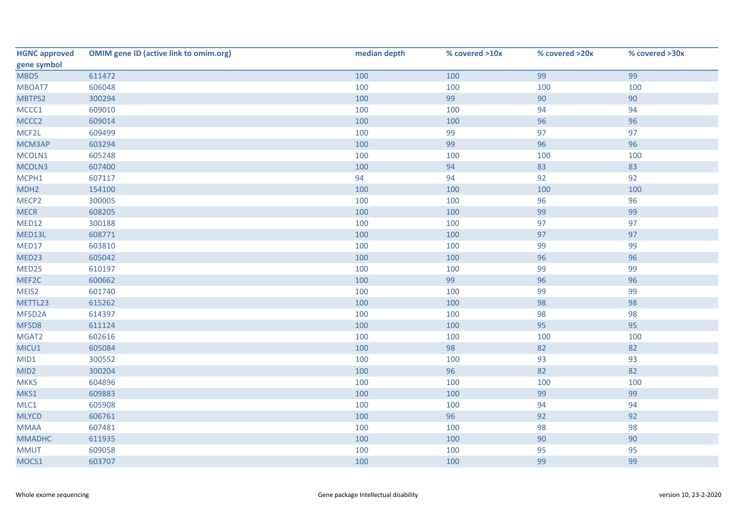| HGNC approved gene symbol | OMIM gene ID (active link to omim.org) | median depth | % covered >10x | % covered >20x | % covered >30x |
|---|---|---|---|---|---|
| MBD5 | 611472 | 100 | 100 | 99 | 99 |
| MBOAT7 | 606048 | 100 | 100 | 100 | 100 |
| MBTPS2 | 300294 | 100 | 99 | 90 | 90 |
| MCCC1 | 609010 | 100 | 100 | 94 | 94 |
| MCCC2 | 609014 | 100 | 100 | 96 | 96 |
| MCF2L | 609499 | 100 | 99 | 97 | 97 |
| MCM3AP | 603294 | 100 | 99 | 96 | 96 |
| MCOLN1 | 605248 | 100 | 100 | 100 | 100 |
| MCOLN3 | 607400 | 100 | 94 | 83 | 83 |
| MCPH1 | 607117 | 94 | 94 | 92 | 92 |
| MDH2 | 154100 | 100 | 100 | 100 | 100 |
| MECP2 | 300005 | 100 | 100 | 96 | 96 |
| MECR | 608205 | 100 | 100 | 99 | 99 |
| MED12 | 300188 | 100 | 100 | 97 | 97 |
| MED13L | 608771 | 100 | 100 | 97 | 97 |
| MED17 | 603810 | 100 | 100 | 99 | 99 |
| MED23 | 605042 | 100 | 100 | 96 | 96 |
| MED25 | 610197 | 100 | 100 | 99 | 99 |
| MEF2C | 600662 | 100 | 99 | 96 | 96 |
| MEIS2 | 601740 | 100 | 100 | 99 | 99 |
| METTL23 | 615262 | 100 | 100 | 98 | 98 |
| MFSD2A | 614397 | 100 | 100 | 98 | 98 |
| MFSD8 | 611124 | 100 | 100 | 95 | 95 |
| MGAT2 | 602616 | 100 | 100 | 100 | 100 |
| MICU1 | 605084 | 100 | 98 | 82 | 82 |
| MID1 | 300552 | 100 | 100 | 93 | 93 |
| MID2 | 300204 | 100 | 96 | 82 | 82 |
| MKKS | 604896 | 100 | 100 | 100 | 100 |
| MKS1 | 609883 | 100 | 100 | 99 | 99 |
| MLC1 | 605908 | 100 | 100 | 94 | 94 |
| MLYCD | 606761 | 100 | 96 | 92 | 92 |
| MMAA | 607481 | 100 | 100 | 98 | 98 |
| MMADHC | 611935 | 100 | 100 | 90 | 90 |
| MMUT | 609058 | 100 | 100 | 95 | 95 |
| MOCS1 | 603707 | 100 | 100 | 99 | 99 |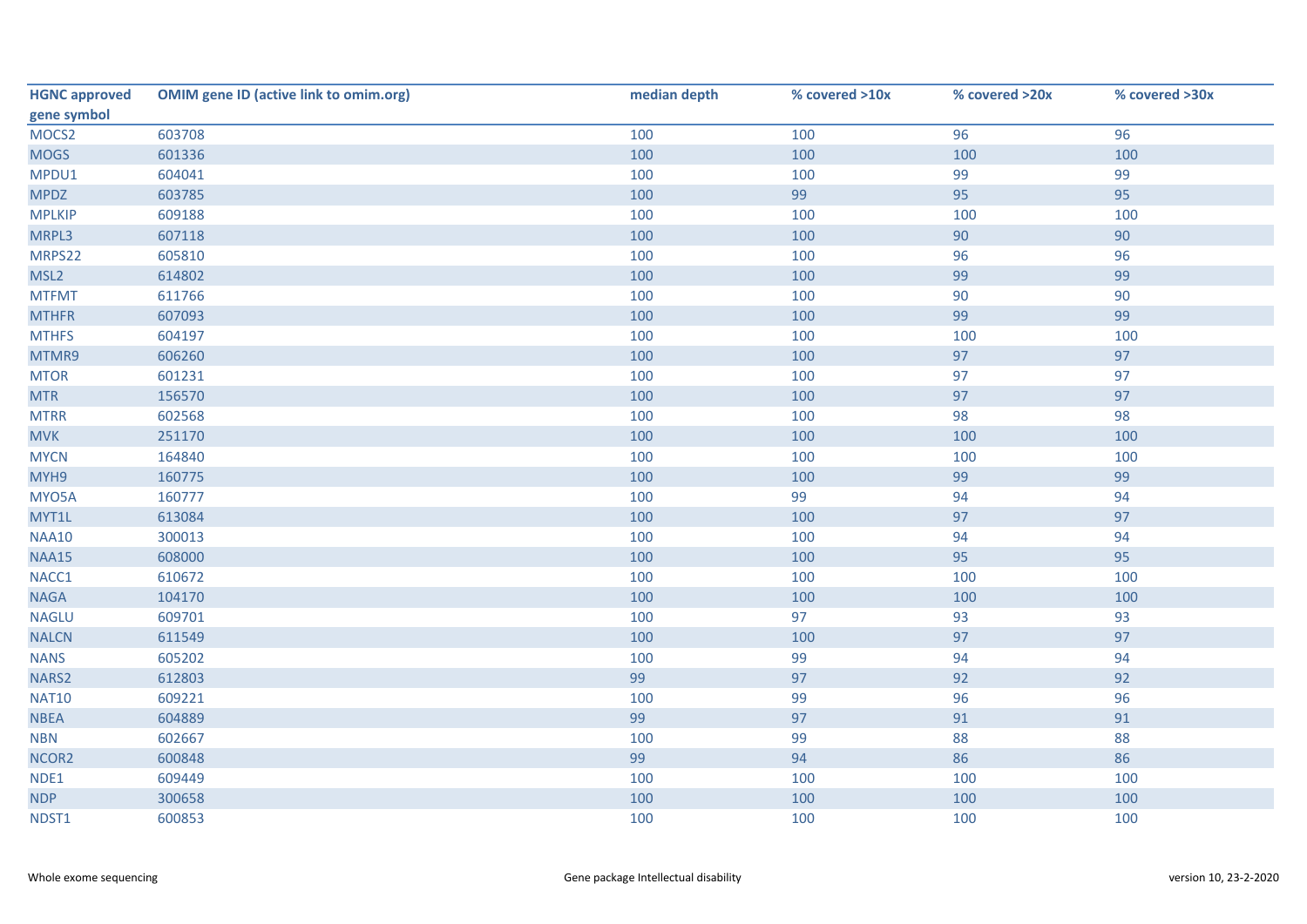| HGNC approved gene symbol | OMIM gene ID (active link to omim.org) | median depth | % covered >10x | % covered >20x | % covered >30x |
|---|---|---|---|---|---|
| MOCS2 | 603708 | 100 | 100 | 96 | 96 |
| MOGS | 601336 | 100 | 100 | 100 | 100 |
| MPDU1 | 604041 | 100 | 100 | 99 | 99 |
| MPDZ | 603785 | 100 | 99 | 95 | 95 |
| MPLKIP | 609188 | 100 | 100 | 100 | 100 |
| MRPL3 | 607118 | 100 | 100 | 90 | 90 |
| MRPS22 | 605810 | 100 | 100 | 96 | 96 |
| MSL2 | 614802 | 100 | 100 | 99 | 99 |
| MTFMT | 611766 | 100 | 100 | 90 | 90 |
| MTHFR | 607093 | 100 | 100 | 99 | 99 |
| MTHFS | 604197 | 100 | 100 | 100 | 100 |
| MTMR9 | 606260 | 100 | 100 | 97 | 97 |
| MTOR | 601231 | 100 | 100 | 97 | 97 |
| MTR | 156570 | 100 | 100 | 97 | 97 |
| MTRR | 602568 | 100 | 100 | 98 | 98 |
| MVK | 251170 | 100 | 100 | 100 | 100 |
| MYCN | 164840 | 100 | 100 | 100 | 100 |
| MYH9 | 160775 | 100 | 100 | 99 | 99 |
| MYO5A | 160777 | 100 | 99 | 94 | 94 |
| MYT1L | 613084 | 100 | 100 | 97 | 97 |
| NAA10 | 300013 | 100 | 100 | 94 | 94 |
| NAA15 | 608000 | 100 | 100 | 95 | 95 |
| NACC1 | 610672 | 100 | 100 | 100 | 100 |
| NAGA | 104170 | 100 | 100 | 100 | 100 |
| NAGLU | 609701 | 100 | 97 | 93 | 93 |
| NALCN | 611549 | 100 | 100 | 97 | 97 |
| NANS | 605202 | 100 | 99 | 94 | 94 |
| NARS2 | 612803 | 99 | 97 | 92 | 92 |
| NAT10 | 609221 | 100 | 99 | 96 | 96 |
| NBEA | 604889 | 99 | 97 | 91 | 91 |
| NBN | 602667 | 100 | 99 | 88 | 88 |
| NCOR2 | 600848 | 99 | 94 | 86 | 86 |
| NDE1 | 609449 | 100 | 100 | 100 | 100 |
| NDP | 300658 | 100 | 100 | 100 | 100 |
| NDST1 | 600853 | 100 | 100 | 100 | 100 |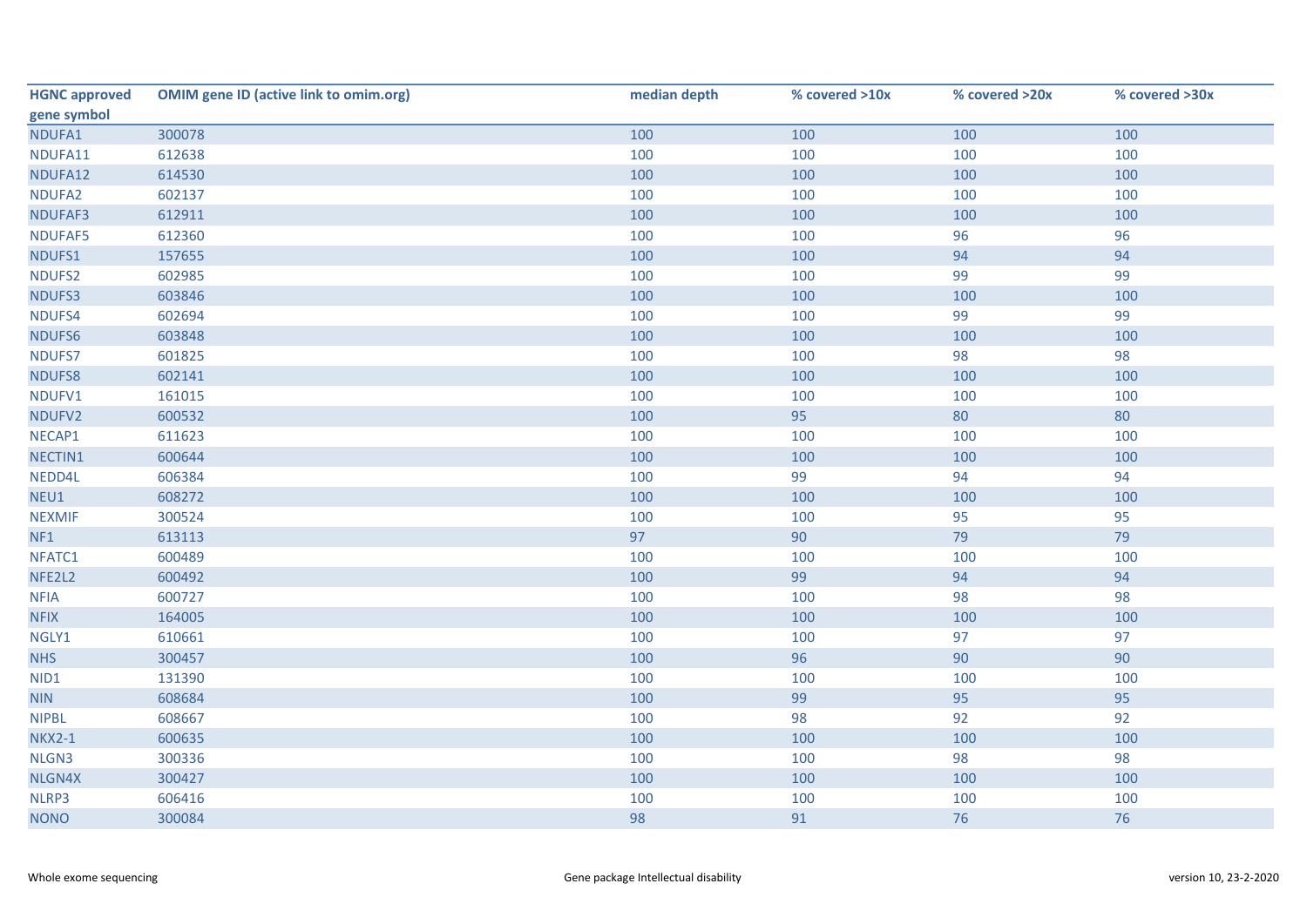| HGNC approved gene symbol | OMIM gene ID (active link to omim.org) | median depth | % covered >10x | % covered >20x | % covered >30x |
|---|---|---|---|---|---|
| NDUFA1 | 300078 | 100 | 100 | 100 | 100 |
| NDUFA11 | 612638 | 100 | 100 | 100 | 100 |
| NDUFA12 | 614530 | 100 | 100 | 100 | 100 |
| NDUFA2 | 602137 | 100 | 100 | 100 | 100 |
| NDUFAF3 | 612911 | 100 | 100 | 100 | 100 |
| NDUFAF5 | 612360 | 100 | 100 | 96 | 96 |
| NDUFS1 | 157655 | 100 | 100 | 94 | 94 |
| NDUFS2 | 602985 | 100 | 100 | 99 | 99 |
| NDUFS3 | 603846 | 100 | 100 | 100 | 100 |
| NDUFS4 | 602694 | 100 | 100 | 99 | 99 |
| NDUFS6 | 603848 | 100 | 100 | 100 | 100 |
| NDUFS7 | 601825 | 100 | 100 | 98 | 98 |
| NDUFS8 | 602141 | 100 | 100 | 100 | 100 |
| NDUFV1 | 161015 | 100 | 100 | 100 | 100 |
| NDUFV2 | 600532 | 100 | 95 | 80 | 80 |
| NECAP1 | 611623 | 100 | 100 | 100 | 100 |
| NECTIN1 | 600644 | 100 | 100 | 100 | 100 |
| NEDD4L | 606384 | 100 | 99 | 94 | 94 |
| NEU1 | 608272 | 100 | 100 | 100 | 100 |
| NEXMIF | 300524 | 100 | 100 | 95 | 95 |
| NF1 | 613113 | 97 | 90 | 79 | 79 |
| NFATC1 | 600489 | 100 | 100 | 100 | 100 |
| NFE2L2 | 600492 | 100 | 99 | 94 | 94 |
| NFIA | 600727 | 100 | 100 | 98 | 98 |
| NFIX | 164005 | 100 | 100 | 100 | 100 |
| NGLY1 | 610661 | 100 | 100 | 97 | 97 |
| NHS | 300457 | 100 | 96 | 90 | 90 |
| NID1 | 131390 | 100 | 100 | 100 | 100 |
| NIN | 608684 | 100 | 99 | 95 | 95 |
| NIPBL | 608667 | 100 | 98 | 92 | 92 |
| NKX2-1 | 600635 | 100 | 100 | 100 | 100 |
| NLGN3 | 300336 | 100 | 100 | 98 | 98 |
| NLGN4X | 300427 | 100 | 100 | 100 | 100 |
| NLRP3 | 606416 | 100 | 100 | 100 | 100 |
| NONO | 300084 | 98 | 91 | 76 | 76 |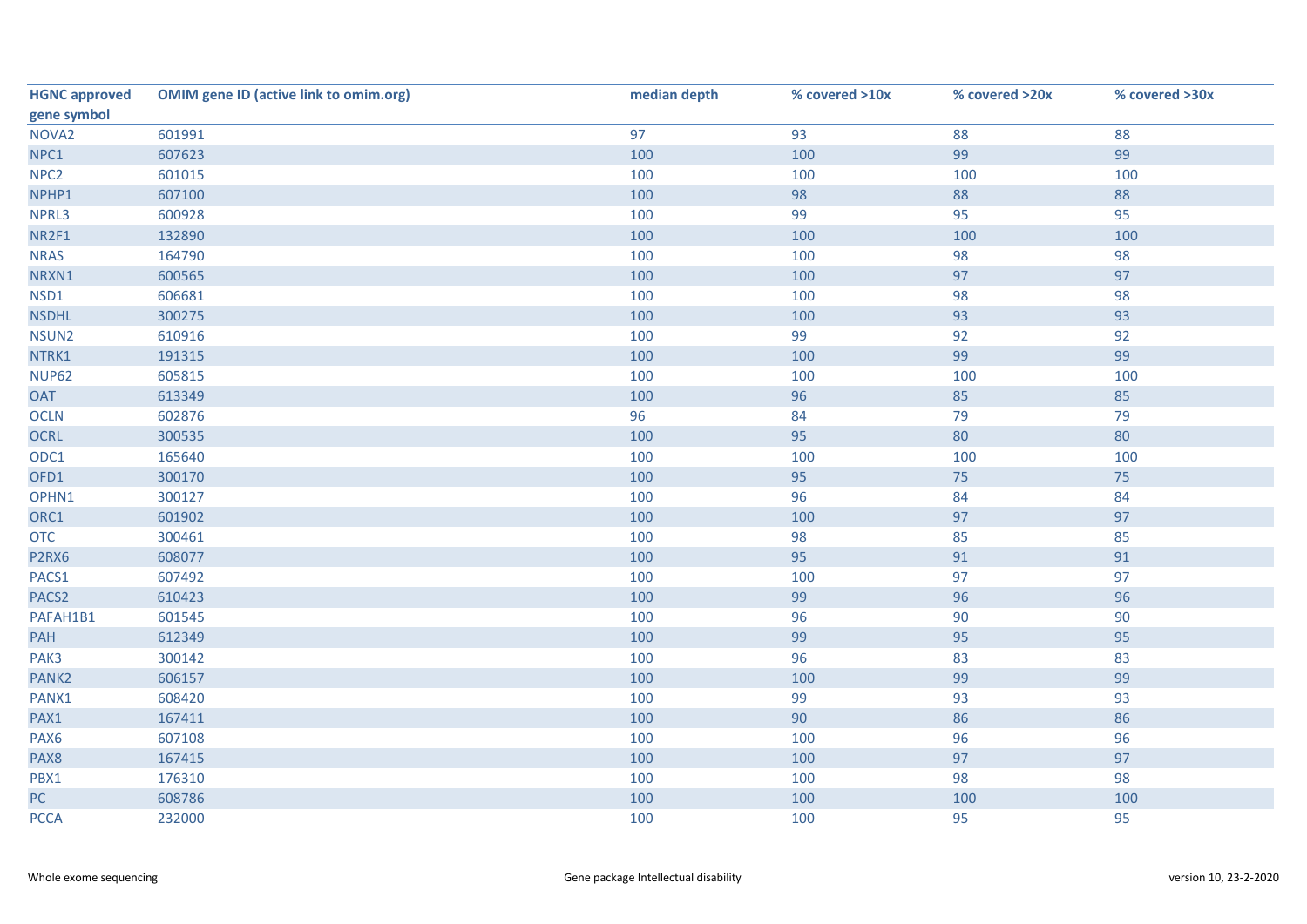| HGNC approved gene symbol | OMIM gene ID (active link to omim.org) | median depth | % covered >10x | % covered >20x | % covered >30x |
|---|---|---|---|---|---|
| NOVA2 | 601991 | 97 | 93 | 88 | 88 |
| NPC1 | 607623 | 100 | 100 | 99 | 99 |
| NPC2 | 601015 | 100 | 100 | 100 | 100 |
| NPHP1 | 607100 | 100 | 98 | 88 | 88 |
| NPRL3 | 600928 | 100 | 99 | 95 | 95 |
| NR2F1 | 132890 | 100 | 100 | 100 | 100 |
| NRAS | 164790 | 100 | 100 | 98 | 98 |
| NRXN1 | 600565 | 100 | 100 | 97 | 97 |
| NSD1 | 606681 | 100 | 100 | 98 | 98 |
| NSDHL | 300275 | 100 | 100 | 93 | 93 |
| NSUN2 | 610916 | 100 | 99 | 92 | 92 |
| NTRK1 | 191315 | 100 | 100 | 99 | 99 |
| NUP62 | 605815 | 100 | 100 | 100 | 100 |
| OAT | 613349 | 100 | 96 | 85 | 85 |
| OCLN | 602876 | 96 | 84 | 79 | 79 |
| OCRL | 300535 | 100 | 95 | 80 | 80 |
| ODC1 | 165640 | 100 | 100 | 100 | 100 |
| OFD1 | 300170 | 100 | 95 | 75 | 75 |
| OPHN1 | 300127 | 100 | 96 | 84 | 84 |
| ORC1 | 601902 | 100 | 100 | 97 | 97 |
| OTC | 300461 | 100 | 98 | 85 | 85 |
| P2RX6 | 608077 | 100 | 95 | 91 | 91 |
| PACS1 | 607492 | 100 | 100 | 97 | 97 |
| PACS2 | 610423 | 100 | 99 | 96 | 96 |
| PAFAH1B1 | 601545 | 100 | 96 | 90 | 90 |
| PAH | 612349 | 100 | 99 | 95 | 95 |
| PAK3 | 300142 | 100 | 96 | 83 | 83 |
| PANK2 | 606157 | 100 | 100 | 99 | 99 |
| PANX1 | 608420 | 100 | 99 | 93 | 93 |
| PAX1 | 167411 | 100 | 90 | 86 | 86 |
| PAX6 | 607108 | 100 | 100 | 96 | 96 |
| PAX8 | 167415 | 100 | 100 | 97 | 97 |
| PBX1 | 176310 | 100 | 100 | 98 | 98 |
| PC | 608786 | 100 | 100 | 100 | 100 |
| PCCA | 232000 | 100 | 100 | 95 | 95 |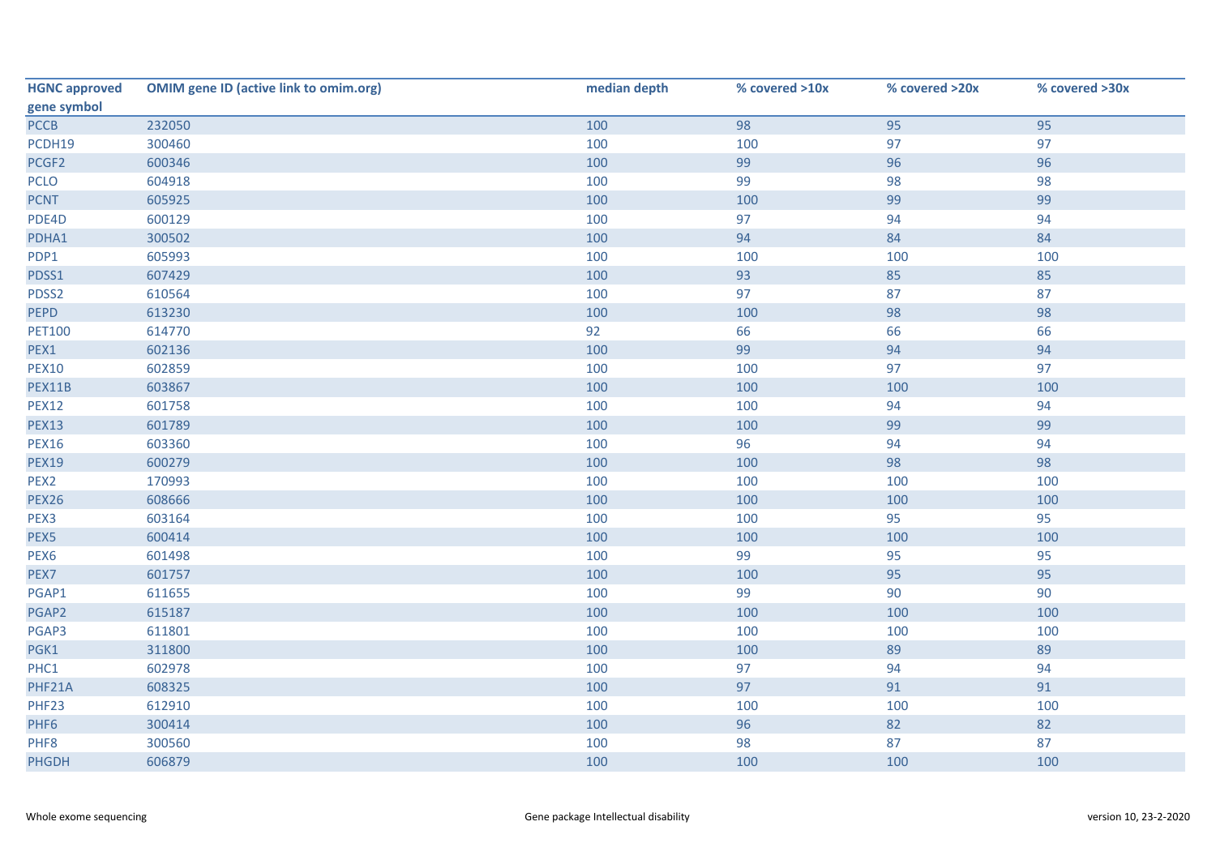| HGNC approved gene symbol | OMIM gene ID (active link to omim.org) | median depth | % covered >10x | % covered >20x | % covered >30x |
|---|---|---|---|---|---|
| PCCB | 232050 | 100 | 98 | 95 | 95 |
| PCDH19 | 300460 | 100 | 100 | 97 | 97 |
| PCGF2 | 600346 | 100 | 99 | 96 | 96 |
| PCLO | 604918 | 100 | 99 | 98 | 98 |
| PCNT | 605925 | 100 | 100 | 99 | 99 |
| PDE4D | 600129 | 100 | 97 | 94 | 94 |
| PDHA1 | 300502 | 100 | 94 | 84 | 84 |
| PDP1 | 605993 | 100 | 100 | 100 | 100 |
| PDSS1 | 607429 | 100 | 93 | 85 | 85 |
| PDSS2 | 610564 | 100 | 97 | 87 | 87 |
| PEPD | 613230 | 100 | 100 | 98 | 98 |
| PET100 | 614770 | 92 | 66 | 66 | 66 |
| PEX1 | 602136 | 100 | 99 | 94 | 94 |
| PEX10 | 602859 | 100 | 100 | 97 | 97 |
| PEX11B | 603867 | 100 | 100 | 100 | 100 |
| PEX12 | 601758 | 100 | 100 | 94 | 94 |
| PEX13 | 601789 | 100 | 100 | 99 | 99 |
| PEX16 | 603360 | 100 | 96 | 94 | 94 |
| PEX19 | 600279 | 100 | 100 | 98 | 98 |
| PEX2 | 170993 | 100 | 100 | 100 | 100 |
| PEX26 | 608666 | 100 | 100 | 100 | 100 |
| PEX3 | 603164 | 100 | 100 | 95 | 95 |
| PEX5 | 600414 | 100 | 100 | 100 | 100 |
| PEX6 | 601498 | 100 | 99 | 95 | 95 |
| PEX7 | 601757 | 100 | 100 | 95 | 95 |
| PGAP1 | 611655 | 100 | 99 | 90 | 90 |
| PGAP2 | 615187 | 100 | 100 | 100 | 100 |
| PGAP3 | 611801 | 100 | 100 | 100 | 100 |
| PGK1 | 311800 | 100 | 100 | 89 | 89 |
| PHC1 | 602978 | 100 | 97 | 94 | 94 |
| PHF21A | 608325 | 100 | 97 | 91 | 91 |
| PHF23 | 612910 | 100 | 100 | 100 | 100 |
| PHF6 | 300414 | 100 | 96 | 82 | 82 |
| PHF8 | 300560 | 100 | 98 | 87 | 87 |
| PHGDH | 606879 | 100 | 100 | 100 | 100 |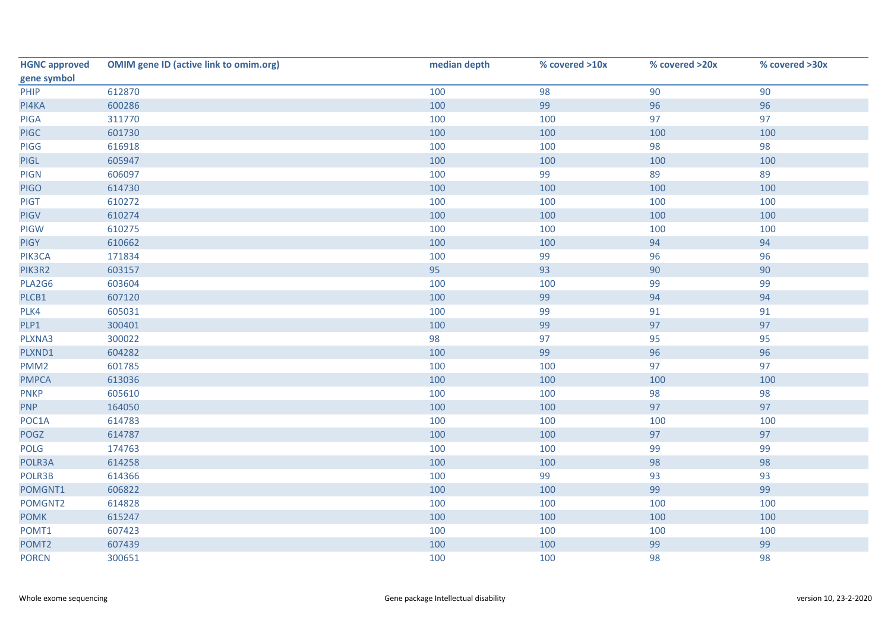| HGNC approved gene symbol | OMIM gene ID (active link to omim.org) | median depth | % covered >10x | % covered >20x | % covered >30x |
|---|---|---|---|---|---|
| PHIP | 612870 | 100 | 98 | 90 | 90 |
| PI4KA | 600286 | 100 | 99 | 96 | 96 |
| PIGA | 311770 | 100 | 100 | 97 | 97 |
| PIGC | 601730 | 100 | 100 | 100 | 100 |
| PIGG | 616918 | 100 | 100 | 98 | 98 |
| PIGL | 605947 | 100 | 100 | 100 | 100 |
| PIGN | 606097 | 100 | 99 | 89 | 89 |
| PIGO | 614730 | 100 | 100 | 100 | 100 |
| PIGT | 610272 | 100 | 100 | 100 | 100 |
| PIGV | 610274 | 100 | 100 | 100 | 100 |
| PIGW | 610275 | 100 | 100 | 100 | 100 |
| PIGY | 610662 | 100 | 100 | 94 | 94 |
| PIK3CA | 171834 | 100 | 99 | 96 | 96 |
| PIK3R2 | 603157 | 95 | 93 | 90 | 90 |
| PLA2G6 | 603604 | 100 | 100 | 99 | 99 |
| PLCB1 | 607120 | 100 | 99 | 94 | 94 |
| PLK4 | 605031 | 100 | 99 | 91 | 91 |
| PLP1 | 300401 | 100 | 99 | 97 | 97 |
| PLXNA3 | 300022 | 98 | 97 | 95 | 95 |
| PLXND1 | 604282 | 100 | 99 | 96 | 96 |
| PMM2 | 601785 | 100 | 100 | 97 | 97 |
| PMPCA | 613036 | 100 | 100 | 100 | 100 |
| PNKP | 605610 | 100 | 100 | 98 | 98 |
| PNP | 164050 | 100 | 100 | 97 | 97 |
| POC1A | 614783 | 100 | 100 | 100 | 100 |
| POGZ | 614787 | 100 | 100 | 97 | 97 |
| POLG | 174763 | 100 | 100 | 99 | 99 |
| POLR3A | 614258 | 100 | 100 | 98 | 98 |
| POLR3B | 614366 | 100 | 99 | 93 | 93 |
| POMGNT1 | 606822 | 100 | 100 | 99 | 99 |
| POMGNT2 | 614828 | 100 | 100 | 100 | 100 |
| POMK | 615247 | 100 | 100 | 100 | 100 |
| POMT1 | 607423 | 100 | 100 | 100 | 100 |
| POMT2 | 607439 | 100 | 100 | 99 | 99 |
| PORCN | 300651 | 100 | 100 | 98 | 98 |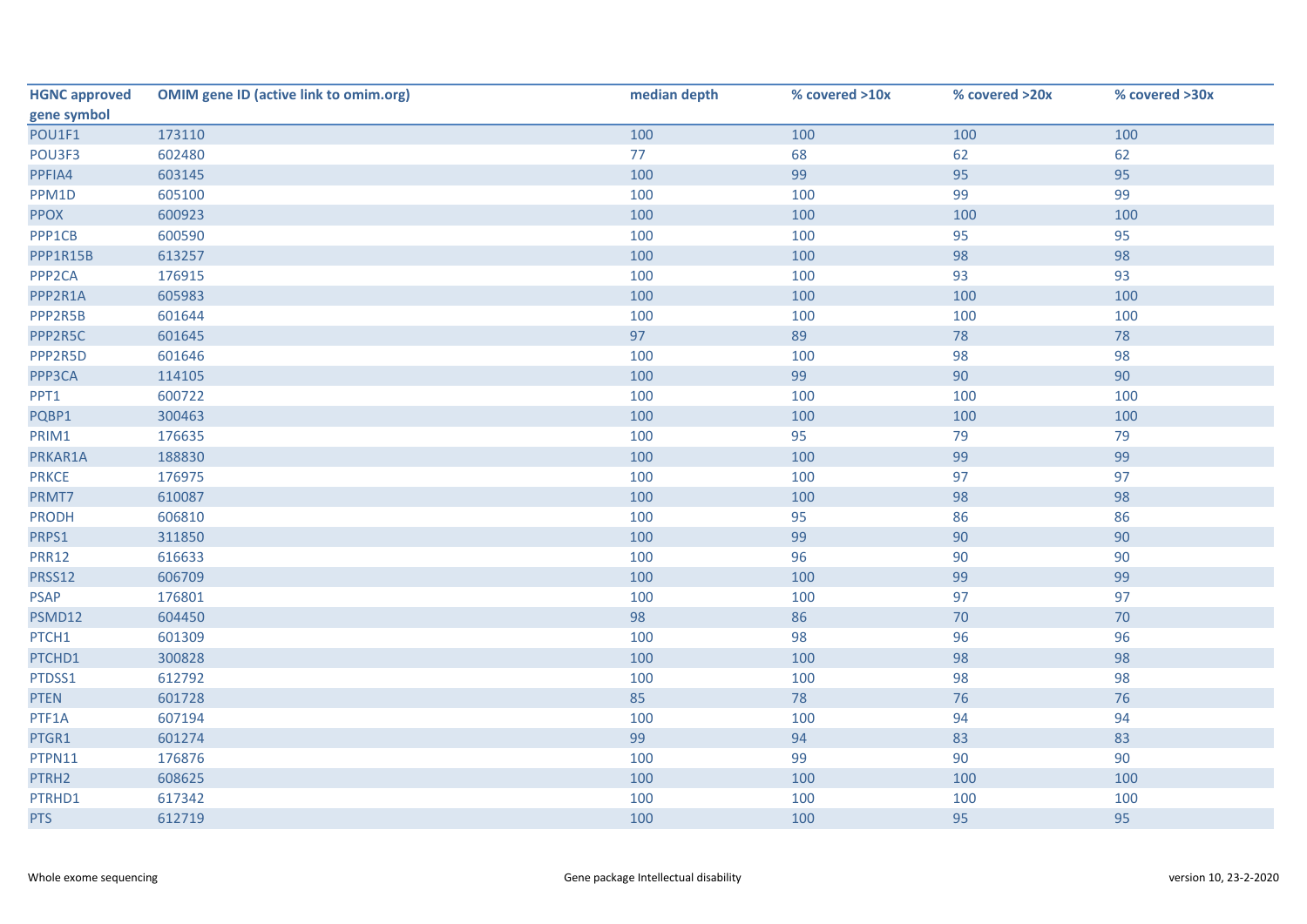| HGNC approved gene symbol | OMIM gene ID (active link to omim.org) | median depth | % covered >10x | % covered >20x | % covered >30x |
|---|---|---|---|---|---|
| POU1F1 | 173110 | 100 | 100 | 100 | 100 |
| POU3F3 | 602480 | 77 | 68 | 62 | 62 |
| PPFIA4 | 603145 | 100 | 99 | 95 | 95 |
| PPM1D | 605100 | 100 | 100 | 99 | 99 |
| PPOX | 600923 | 100 | 100 | 100 | 100 |
| PPP1CB | 600590 | 100 | 100 | 95 | 95 |
| PPP1R15B | 613257 | 100 | 100 | 98 | 98 |
| PPP2CA | 176915 | 100 | 100 | 93 | 93 |
| PPP2R1A | 605983 | 100 | 100 | 100 | 100 |
| PPP2R5B | 601644 | 100 | 100 | 100 | 100 |
| PPP2R5C | 601645 | 97 | 89 | 78 | 78 |
| PPP2R5D | 601646 | 100 | 100 | 98 | 98 |
| PPP3CA | 114105 | 100 | 99 | 90 | 90 |
| PPT1 | 600722 | 100 | 100 | 100 | 100 |
| PQBP1 | 300463 | 100 | 100 | 100 | 100 |
| PRIM1 | 176635 | 100 | 95 | 79 | 79 |
| PRKAR1A | 188830 | 100 | 100 | 99 | 99 |
| PRKCE | 176975 | 100 | 100 | 97 | 97 |
| PRMT7 | 610087 | 100 | 100 | 98 | 98 |
| PRODH | 606810 | 100 | 95 | 86 | 86 |
| PRPS1 | 311850 | 100 | 99 | 90 | 90 |
| PRR12 | 616633 | 100 | 96 | 90 | 90 |
| PRSS12 | 606709 | 100 | 100 | 99 | 99 |
| PSAP | 176801 | 100 | 100 | 97 | 97 |
| PSMD12 | 604450 | 98 | 86 | 70 | 70 |
| PTCH1 | 601309 | 100 | 98 | 96 | 96 |
| PTCHD1 | 300828 | 100 | 100 | 98 | 98 |
| PTDSS1 | 612792 | 100 | 100 | 98 | 98 |
| PTEN | 601728 | 85 | 78 | 76 | 76 |
| PTF1A | 607194 | 100 | 100 | 94 | 94 |
| PTGR1 | 601274 | 99 | 94 | 83 | 83 |
| PTPN11 | 176876 | 100 | 99 | 90 | 90 |
| PTRH2 | 608625 | 100 | 100 | 100 | 100 |
| PTRHD1 | 617342 | 100 | 100 | 100 | 100 |
| PTS | 612719 | 100 | 100 | 95 | 95 |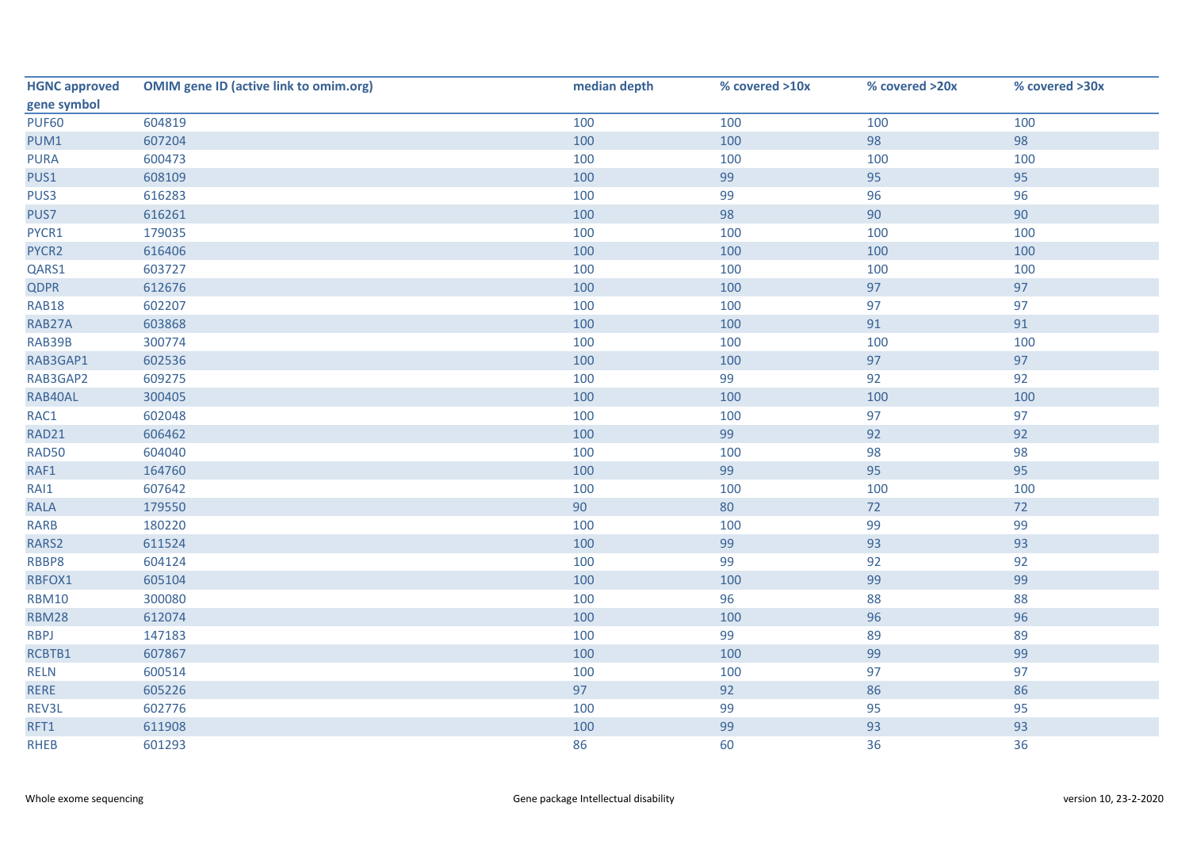| HGNC approved gene symbol | OMIM gene ID (active link to omim.org) | median depth | % covered >10x | % covered >20x | % covered >30x |
|---|---|---|---|---|---|
| PUF60 | 604819 | 100 | 100 | 100 | 100 |
| PUM1 | 607204 | 100 | 100 | 98 | 98 |
| PURA | 600473 | 100 | 100 | 100 | 100 |
| PUS1 | 608109 | 100 | 99 | 95 | 95 |
| PUS3 | 616283 | 100 | 99 | 96 | 96 |
| PUS7 | 616261 | 100 | 98 | 90 | 90 |
| PYCR1 | 179035 | 100 | 100 | 100 | 100 |
| PYCR2 | 616406 | 100 | 100 | 100 | 100 |
| QARS1 | 603727 | 100 | 100 | 100 | 100 |
| QDPR | 612676 | 100 | 100 | 97 | 97 |
| RAB18 | 602207 | 100 | 100 | 97 | 97 |
| RAB27A | 603868 | 100 | 100 | 91 | 91 |
| RAB39B | 300774 | 100 | 100 | 100 | 100 |
| RAB3GAP1 | 602536 | 100 | 100 | 97 | 97 |
| RAB3GAP2 | 609275 | 100 | 99 | 92 | 92 |
| RAB40AL | 300405 | 100 | 100 | 100 | 100 |
| RAC1 | 602048 | 100 | 100 | 97 | 97 |
| RAD21 | 606462 | 100 | 99 | 92 | 92 |
| RAD50 | 604040 | 100 | 100 | 98 | 98 |
| RAF1 | 164760 | 100 | 99 | 95 | 95 |
| RAI1 | 607642 | 100 | 100 | 100 | 100 |
| RALA | 179550 | 90 | 80 | 72 | 72 |
| RARB | 180220 | 100 | 100 | 99 | 99 |
| RARS2 | 611524 | 100 | 99 | 93 | 93 |
| RBBP8 | 604124 | 100 | 99 | 92 | 92 |
| RBFOX1 | 605104 | 100 | 100 | 99 | 99 |
| RBM10 | 300080 | 100 | 96 | 88 | 88 |
| RBM28 | 612074 | 100 | 100 | 96 | 96 |
| RBPJ | 147183 | 100 | 99 | 89 | 89 |
| RCBTB1 | 607867 | 100 | 100 | 99 | 99 |
| RELN | 600514 | 100 | 100 | 97 | 97 |
| RERE | 605226 | 97 | 92 | 86 | 86 |
| REV3L | 602776 | 100 | 99 | 95 | 95 |
| RFT1 | 611908 | 100 | 99 | 93 | 93 |
| RHEB | 601293 | 86 | 60 | 36 | 36 |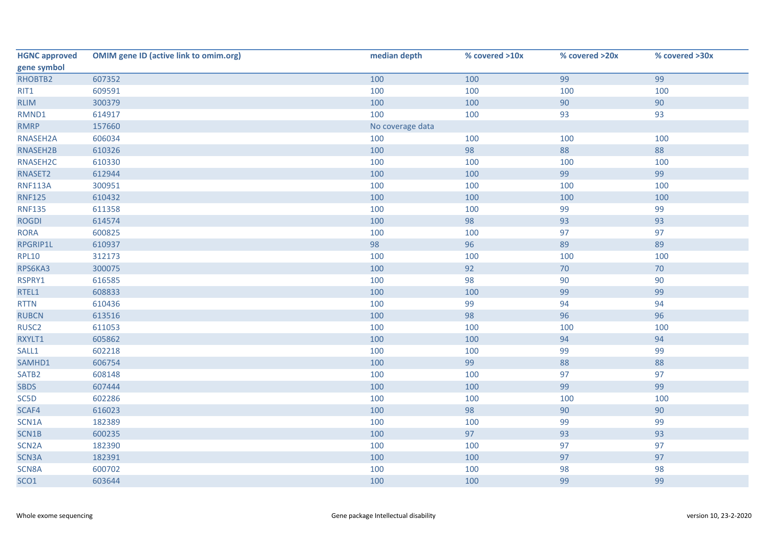| HGNC approved gene symbol | OMIM gene ID (active link to omim.org) | median depth | % covered >10x | % covered >20x | % covered >30x |
|---|---|---|---|---|---|
| RHOBTB2 | 607352 | 100 | 100 | 99 | 99 |
| RIT1 | 609591 | 100 | 100 | 100 | 100 |
| RLIM | 300379 | 100 | 100 | 90 | 90 |
| RMND1 | 614917 | 100 | 100 | 93 | 93 |
| RMRP | 157660 | No coverage data | | | |
| RNASEH2A | 606034 | 100 | 100 | 100 | 100 |
| RNASEH2B | 610326 | 100 | 98 | 88 | 88 |
| RNASEH2C | 610330 | 100 | 100 | 100 | 100 |
| RNASET2 | 612944 | 100 | 100 | 99 | 99 |
| RNF113A | 300951 | 100 | 100 | 100 | 100 |
| RNF125 | 610432 | 100 | 100 | 100 | 100 |
| RNF135 | 611358 | 100 | 100 | 99 | 99 |
| ROGDI | 614574 | 100 | 98 | 93 | 93 |
| RORA | 600825 | 100 | 100 | 97 | 97 |
| RPGRIP1L | 610937 | 98 | 96 | 89 | 89 |
| RPL10 | 312173 | 100 | 100 | 100 | 100 |
| RPS6KA3 | 300075 | 100 | 92 | 70 | 70 |
| RSPRY1 | 616585 | 100 | 98 | 90 | 90 |
| RTEL1 | 608833 | 100 | 100 | 99 | 99 |
| RTTN | 610436 | 100 | 99 | 94 | 94 |
| RUBCN | 613516 | 100 | 98 | 96 | 96 |
| RUSC2 | 611053 | 100 | 100 | 100 | 100 |
| RXYLT1 | 605862 | 100 | 100 | 94 | 94 |
| SALL1 | 602218 | 100 | 100 | 99 | 99 |
| SAMHD1 | 606754 | 100 | 99 | 88 | 88 |
| SATB2 | 608148 | 100 | 100 | 97 | 97 |
| SBDS | 607444 | 100 | 100 | 99 | 99 |
| SC5D | 602286 | 100 | 100 | 100 | 100 |
| SCAF4 | 616023 | 100 | 98 | 90 | 90 |
| SCN1A | 182389 | 100 | 100 | 99 | 99 |
| SCN1B | 600235 | 100 | 97 | 93 | 93 |
| SCN2A | 182390 | 100 | 100 | 97 | 97 |
| SCN3A | 182391 | 100 | 100 | 97 | 97 |
| SCN8A | 600702 | 100 | 100 | 98 | 98 |
| SCO1 | 603644 | 100 | 100 | 99 | 99 |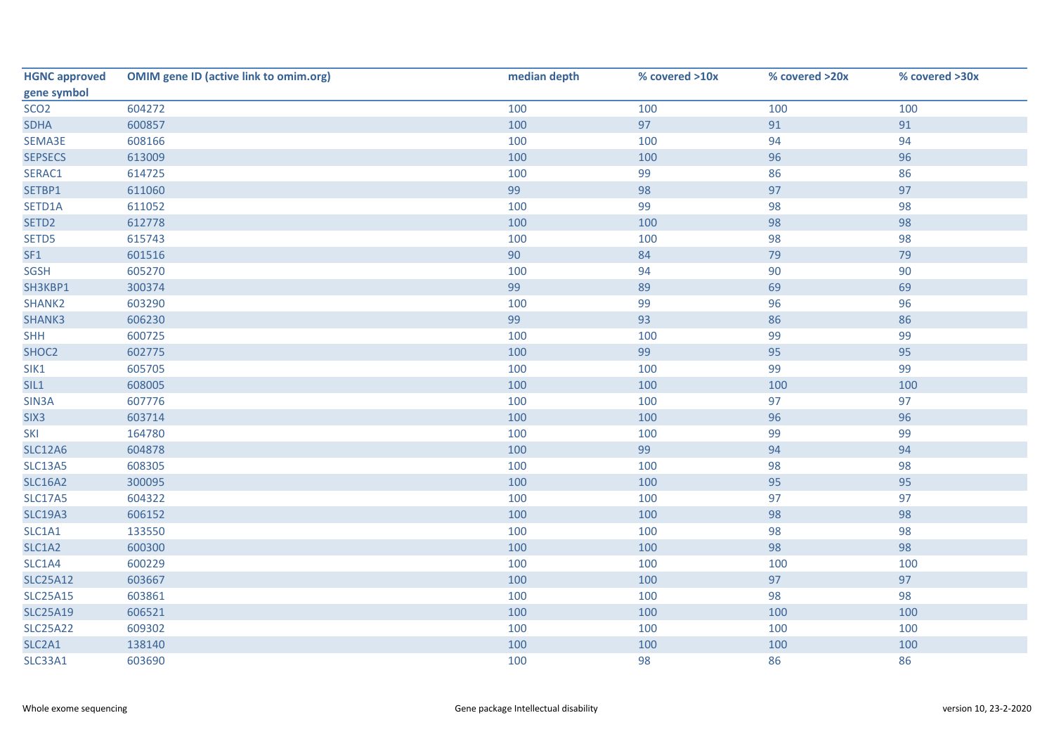| HGNC approved gene symbol | OMIM gene ID (active link to omim.org) | median depth | % covered >10x | % covered >20x | % covered >30x |
|---|---|---|---|---|---|
| SCO2 | 604272 | 100 | 100 | 100 | 100 |
| SDHA | 600857 | 100 | 97 | 91 | 91 |
| SEMA3E | 608166 | 100 | 100 | 94 | 94 |
| SEPSECS | 613009 | 100 | 100 | 96 | 96 |
| SERAC1 | 614725 | 100 | 99 | 86 | 86 |
| SETBP1 | 611060 | 99 | 98 | 97 | 97 |
| SETD1A | 611052 | 100 | 99 | 98 | 98 |
| SETD2 | 612778 | 100 | 100 | 98 | 98 |
| SETD5 | 615743 | 100 | 100 | 98 | 98 |
| SF1 | 601516 | 90 | 84 | 79 | 79 |
| SGSH | 605270 | 100 | 94 | 90 | 90 |
| SH3KBP1 | 300374 | 99 | 89 | 69 | 69 |
| SHANK2 | 603290 | 100 | 99 | 96 | 96 |
| SHANK3 | 606230 | 99 | 93 | 86 | 86 |
| SHH | 600725 | 100 | 100 | 99 | 99 |
| SHOC2 | 602775 | 100 | 99 | 95 | 95 |
| SIK1 | 605705 | 100 | 100 | 99 | 99 |
| SIL1 | 608005 | 100 | 100 | 100 | 100 |
| SIN3A | 607776 | 100 | 100 | 97 | 97 |
| SIX3 | 603714 | 100 | 100 | 96 | 96 |
| SKI | 164780 | 100 | 100 | 99 | 99 |
| SLC12A6 | 604878 | 100 | 99 | 94 | 94 |
| SLC13A5 | 608305 | 100 | 100 | 98 | 98 |
| SLC16A2 | 300095 | 100 | 100 | 95 | 95 |
| SLC17A5 | 604322 | 100 | 100 | 97 | 97 |
| SLC19A3 | 606152 | 100 | 100 | 98 | 98 |
| SLC1A1 | 133550 | 100 | 100 | 98 | 98 |
| SLC1A2 | 600300 | 100 | 100 | 98 | 98 |
| SLC1A4 | 600229 | 100 | 100 | 100 | 100 |
| SLC25A12 | 603667 | 100 | 100 | 97 | 97 |
| SLC25A15 | 603861 | 100 | 100 | 98 | 98 |
| SLC25A19 | 606521 | 100 | 100 | 100 | 100 |
| SLC25A22 | 609302 | 100 | 100 | 100 | 100 |
| SLC2A1 | 138140 | 100 | 100 | 100 | 100 |
| SLC33A1 | 603690 | 100 | 98 | 86 | 86 |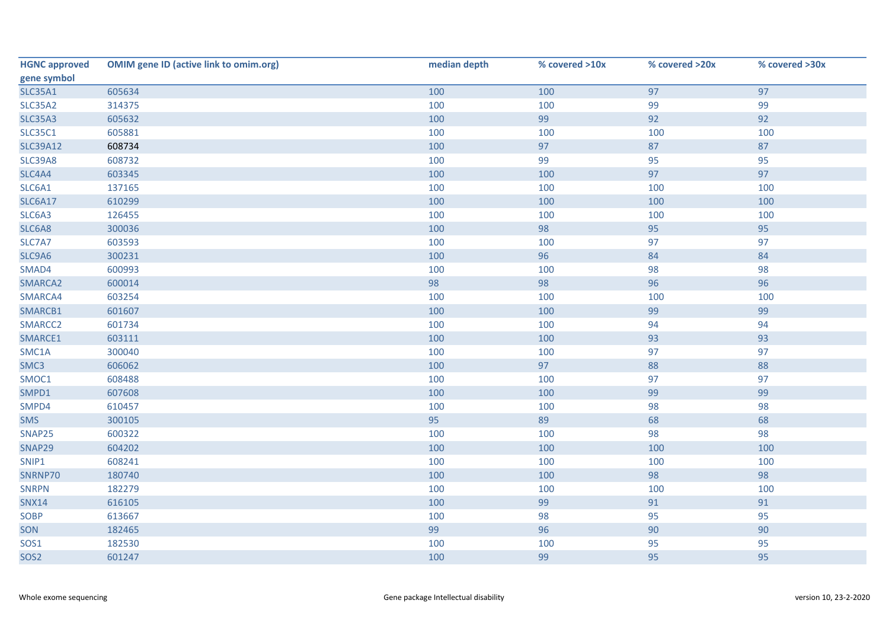| HGNC approved gene symbol | OMIM gene ID (active link to omim.org) | median depth | % covered >10x | % covered >20x | % covered >30x |
|---|---|---|---|---|---|
| SLC35A1 | 605634 | 100 | 100 | 97 | 97 |
| SLC35A2 | 314375 | 100 | 100 | 99 | 99 |
| SLC35A3 | 605632 | 100 | 99 | 92 | 92 |
| SLC35C1 | 605881 | 100 | 100 | 100 | 100 |
| SLC39A12 | 608734 | 100 | 97 | 87 | 87 |
| SLC39A8 | 608732 | 100 | 99 | 95 | 95 |
| SLC4A4 | 603345 | 100 | 100 | 97 | 97 |
| SLC6A1 | 137165 | 100 | 100 | 100 | 100 |
| SLC6A17 | 610299 | 100 | 100 | 100 | 100 |
| SLC6A3 | 126455 | 100 | 100 | 100 | 100 |
| SLC6A8 | 300036 | 100 | 98 | 95 | 95 |
| SLC7A7 | 603593 | 100 | 100 | 97 | 97 |
| SLC9A6 | 300231 | 100 | 96 | 84 | 84 |
| SMAD4 | 600993 | 100 | 100 | 98 | 98 |
| SMARCA2 | 600014 | 98 | 98 | 96 | 96 |
| SMARCA4 | 603254 | 100 | 100 | 100 | 100 |
| SMARCB1 | 601607 | 100 | 100 | 99 | 99 |
| SMARCC2 | 601734 | 100 | 100 | 94 | 94 |
| SMARCE1 | 603111 | 100 | 100 | 93 | 93 |
| SMC1A | 300040 | 100 | 100 | 97 | 97 |
| SMC3 | 606062 | 100 | 97 | 88 | 88 |
| SMOC1 | 608488 | 100 | 100 | 97 | 97 |
| SMPD1 | 607608 | 100 | 100 | 99 | 99 |
| SMPD4 | 610457 | 100 | 100 | 98 | 98 |
| SMS | 300105 | 95 | 89 | 68 | 68 |
| SNAP25 | 600322 | 100 | 100 | 98 | 98 |
| SNAP29 | 604202 | 100 | 100 | 100 | 100 |
| SNIP1 | 608241 | 100 | 100 | 100 | 100 |
| SNRNP70 | 180740 | 100 | 100 | 98 | 98 |
| SNRPN | 182279 | 100 | 100 | 100 | 100 |
| SNX14 | 616105 | 100 | 99 | 91 | 91 |
| SOBP | 613667 | 100 | 98 | 95 | 95 |
| SON | 182465 | 99 | 96 | 90 | 90 |
| SOS1 | 182530 | 100 | 100 | 95 | 95 |
| SOS2 | 601247 | 100 | 99 | 95 | 95 |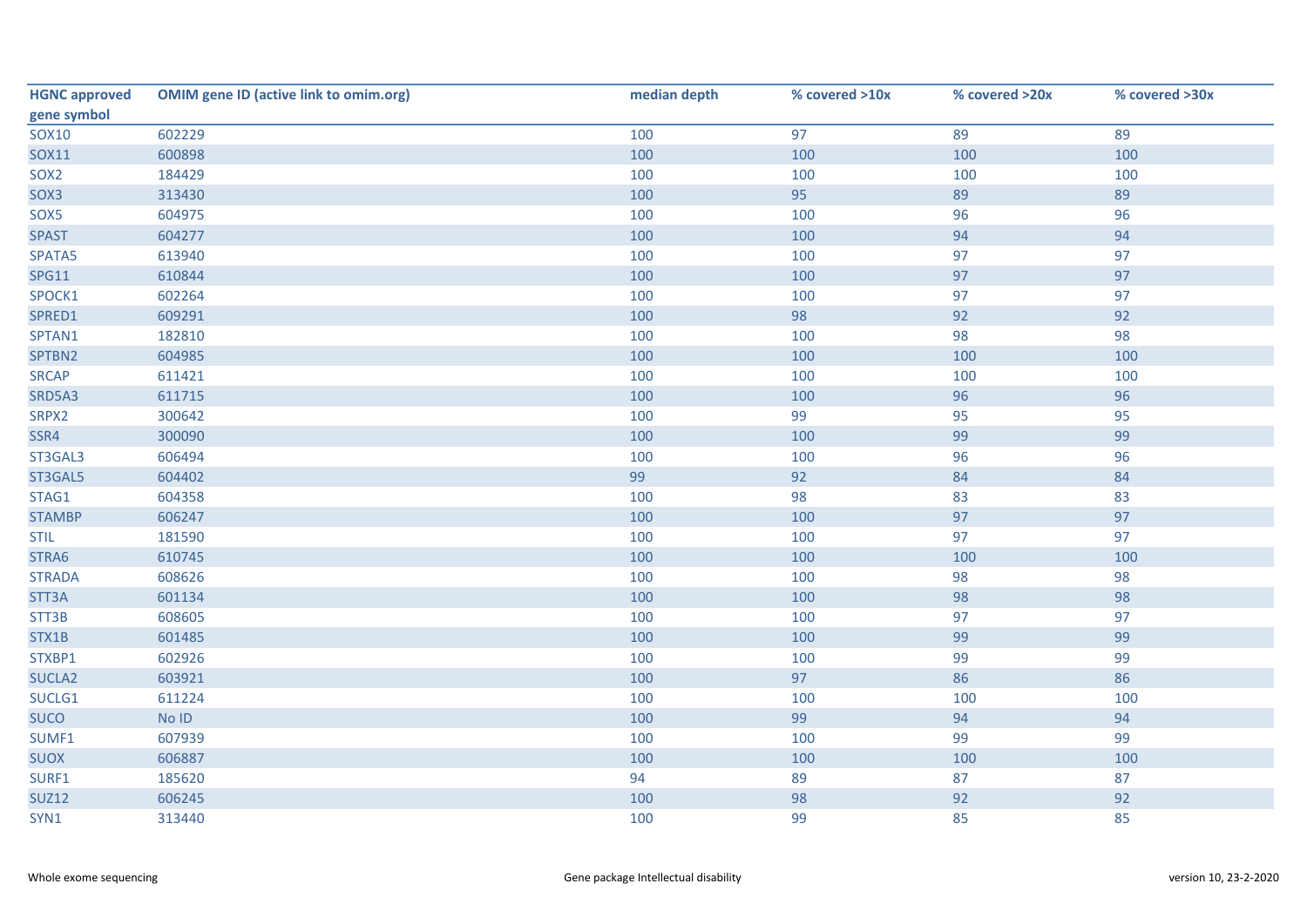| HGNC approved gene symbol | OMIM gene ID (active link to omim.org) | median depth | % covered >10x | % covered >20x | % covered >30x |
|---|---|---|---|---|---|
| SOX10 | 602229 | 100 | 97 | 89 | 89 |
| SOX11 | 600898 | 100 | 100 | 100 | 100 |
| SOX2 | 184429 | 100 | 100 | 100 | 100 |
| SOX3 | 313430 | 100 | 95 | 89 | 89 |
| SOX5 | 604975 | 100 | 100 | 96 | 96 |
| SPAST | 604277 | 100 | 100 | 94 | 94 |
| SPATA5 | 613940 | 100 | 100 | 97 | 97 |
| SPG11 | 610844 | 100 | 100 | 97 | 97 |
| SPOCK1 | 602264 | 100 | 100 | 97 | 97 |
| SPRED1 | 609291 | 100 | 98 | 92 | 92 |
| SPTAN1 | 182810 | 100 | 100 | 98 | 98 |
| SPTBN2 | 604985 | 100 | 100 | 100 | 100 |
| SRCAP | 611421 | 100 | 100 | 100 | 100 |
| SRD5A3 | 611715 | 100 | 100 | 96 | 96 |
| SRPX2 | 300642 | 100 | 99 | 95 | 95 |
| SSR4 | 300090 | 100 | 100 | 99 | 99 |
| ST3GAL3 | 606494 | 100 | 100 | 96 | 96 |
| ST3GAL5 | 604402 | 99 | 92 | 84 | 84 |
| STAG1 | 604358 | 100 | 98 | 83 | 83 |
| STAMBP | 606247 | 100 | 100 | 97 | 97 |
| STIL | 181590 | 100 | 100 | 97 | 97 |
| STRA6 | 610745 | 100 | 100 | 100 | 100 |
| STRADA | 608626 | 100 | 100 | 98 | 98 |
| STT3A | 601134 | 100 | 100 | 98 | 98 |
| STT3B | 608605 | 100 | 100 | 97 | 97 |
| STX1B | 601485 | 100 | 100 | 99 | 99 |
| STXBP1 | 602926 | 100 | 100 | 99 | 99 |
| SUCLA2 | 603921 | 100 | 97 | 86 | 86 |
| SUCLG1 | 611224 | 100 | 100 | 100 | 100 |
| SUCO | No ID | 100 | 99 | 94 | 94 |
| SUMF1 | 607939 | 100 | 100 | 99 | 99 |
| SUOX | 606887 | 100 | 100 | 100 | 100 |
| SURF1 | 185620 | 94 | 89 | 87 | 87 |
| SUZ12 | 606245 | 100 | 98 | 92 | 92 |
| SYN1 | 313440 | 100 | 99 | 85 | 85 |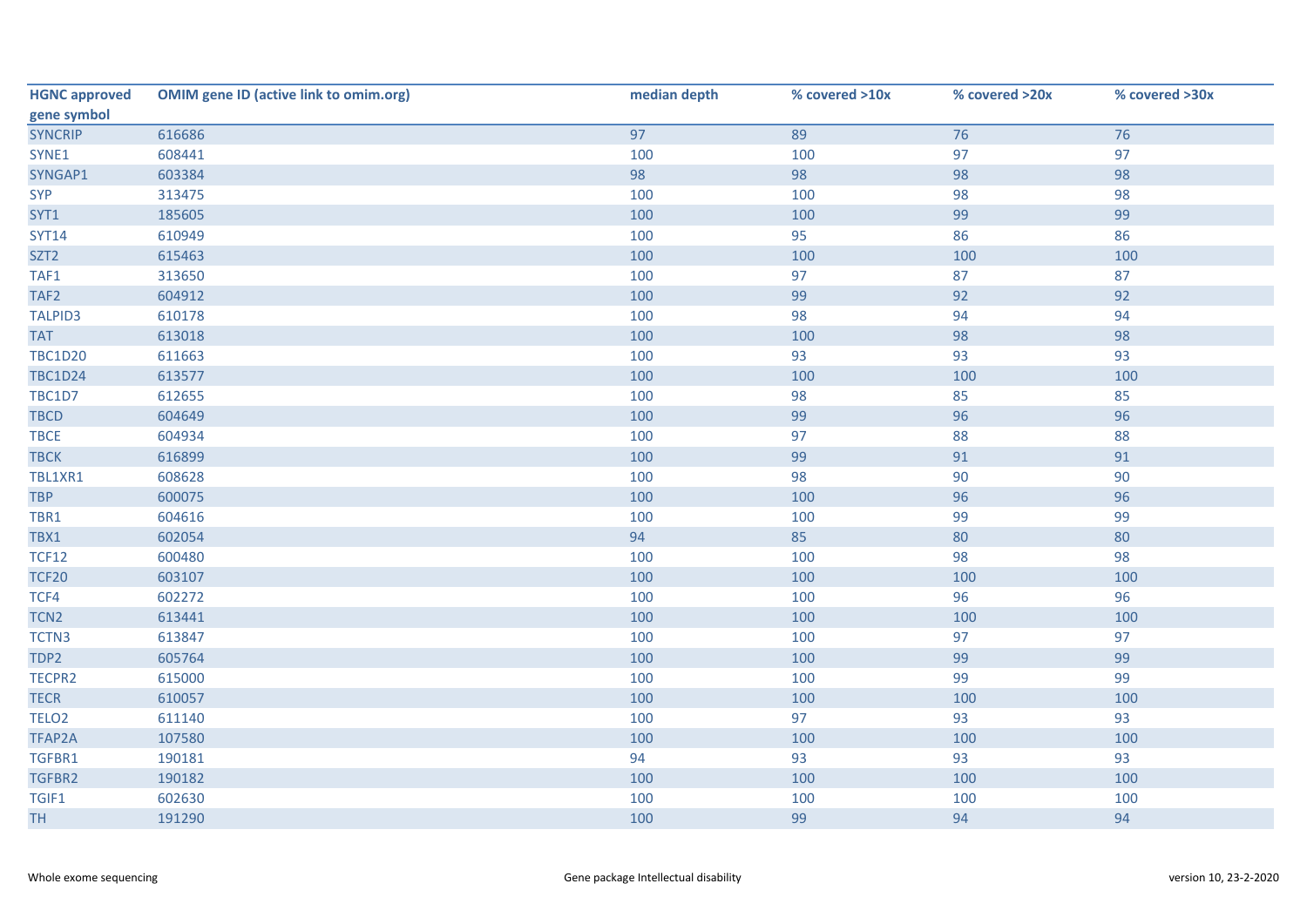| HGNC approved gene symbol | OMIM gene ID (active link to omim.org) | median depth | % covered >10x | % covered >20x | % covered >30x |
|---|---|---|---|---|---|
| SYNCRIP | 616686 | 97 | 89 | 76 | 76 |
| SYNE1 | 608441 | 100 | 100 | 97 | 97 |
| SYNGAP1 | 603384 | 98 | 98 | 98 | 98 |
| SYP | 313475 | 100 | 100 | 98 | 98 |
| SYT1 | 185605 | 100 | 100 | 99 | 99 |
| SYT14 | 610949 | 100 | 95 | 86 | 86 |
| SZT2 | 615463 | 100 | 100 | 100 | 100 |
| TAF1 | 313650 | 100 | 97 | 87 | 87 |
| TAF2 | 604912 | 100 | 99 | 92 | 92 |
| TALPID3 | 610178 | 100 | 98 | 94 | 94 |
| TAT | 613018 | 100 | 100 | 98 | 98 |
| TBC1D20 | 611663 | 100 | 93 | 93 | 93 |
| TBC1D24 | 613577 | 100 | 100 | 100 | 100 |
| TBC1D7 | 612655 | 100 | 98 | 85 | 85 |
| TBCD | 604649 | 100 | 99 | 96 | 96 |
| TBCE | 604934 | 100 | 97 | 88 | 88 |
| TBCK | 616899 | 100 | 99 | 91 | 91 |
| TBL1XR1 | 608628 | 100 | 98 | 90 | 90 |
| TBP | 600075 | 100 | 100 | 96 | 96 |
| TBR1 | 604616 | 100 | 100 | 99 | 99 |
| TBX1 | 602054 | 94 | 85 | 80 | 80 |
| TCF12 | 600480 | 100 | 100 | 98 | 98 |
| TCF20 | 603107 | 100 | 100 | 100 | 100 |
| TCF4 | 602272 | 100 | 100 | 96 | 96 |
| TCN2 | 613441 | 100 | 100 | 100 | 100 |
| TCTN3 | 613847 | 100 | 100 | 97 | 97 |
| TDP2 | 605764 | 100 | 100 | 99 | 99 |
| TECPR2 | 615000 | 100 | 100 | 99 | 99 |
| TECR | 610057 | 100 | 100 | 100 | 100 |
| TELO2 | 611140 | 100 | 97 | 93 | 93 |
| TFAP2A | 107580 | 100 | 100 | 100 | 100 |
| TGFBR1 | 190181 | 94 | 93 | 93 | 93 |
| TGFBR2 | 190182 | 100 | 100 | 100 | 100 |
| TGIF1 | 602630 | 100 | 100 | 100 | 100 |
| TH | 191290 | 100 | 99 | 94 | 94 |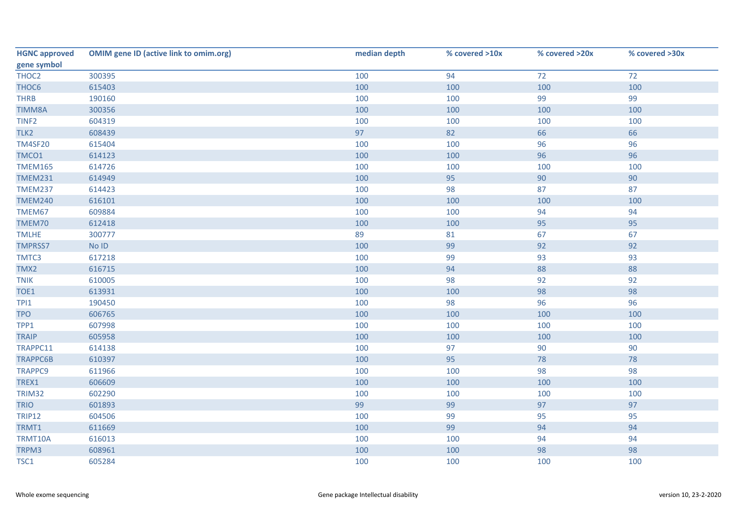| HGNC approved gene symbol | OMIM gene ID (active link to omim.org) | median depth | % covered >10x | % covered >20x | % covered >30x |
|---|---|---|---|---|---|
| THOC2 | 300395 | 100 | 94 | 72 | 72 |
| THOC6 | 615403 | 100 | 100 | 100 | 100 |
| THRB | 190160 | 100 | 100 | 99 | 99 |
| TIMM8A | 300356 | 100 | 100 | 100 | 100 |
| TINF2 | 604319 | 100 | 100 | 100 | 100 |
| TLK2 | 608439 | 97 | 82 | 66 | 66 |
| TM4SF20 | 615404 | 100 | 100 | 96 | 96 |
| TMCO1 | 614123 | 100 | 100 | 96 | 96 |
| TMEM165 | 614726 | 100 | 100 | 100 | 100 |
| TMEM231 | 614949 | 100 | 95 | 90 | 90 |
| TMEM237 | 614423 | 100 | 98 | 87 | 87 |
| TMEM240 | 616101 | 100 | 100 | 100 | 100 |
| TMEM67 | 609884 | 100 | 100 | 94 | 94 |
| TMEM70 | 612418 | 100 | 100 | 95 | 95 |
| TMLHE | 300777 | 89 | 81 | 67 | 67 |
| TMPRSS7 | No ID | 100 | 99 | 92 | 92 |
| TMTC3 | 617218 | 100 | 99 | 93 | 93 |
| TMX2 | 616715 | 100 | 94 | 88 | 88 |
| TNIK | 610005 | 100 | 98 | 92 | 92 |
| TOE1 | 613931 | 100 | 100 | 98 | 98 |
| TPI1 | 190450 | 100 | 98 | 96 | 96 |
| TPO | 606765 | 100 | 100 | 100 | 100 |
| TPP1 | 607998 | 100 | 100 | 100 | 100 |
| TRAIP | 605958 | 100 | 100 | 100 | 100 |
| TRAPPC11 | 614138 | 100 | 97 | 90 | 90 |
| TRAPPC6B | 610397 | 100 | 95 | 78 | 78 |
| TRAPPC9 | 611966 | 100 | 100 | 98 | 98 |
| TREX1 | 606609 | 100 | 100 | 100 | 100 |
| TRIM32 | 602290 | 100 | 100 | 100 | 100 |
| TRIO | 601893 | 99 | 99 | 97 | 97 |
| TRIP12 | 604506 | 100 | 99 | 95 | 95 |
| TRMT1 | 611669 | 100 | 99 | 94 | 94 |
| TRMT10A | 616013 | 100 | 100 | 94 | 94 |
| TRPM3 | 608961 | 100 | 100 | 98 | 98 |
| TSC1 | 605284 | 100 | 100 | 100 | 100 |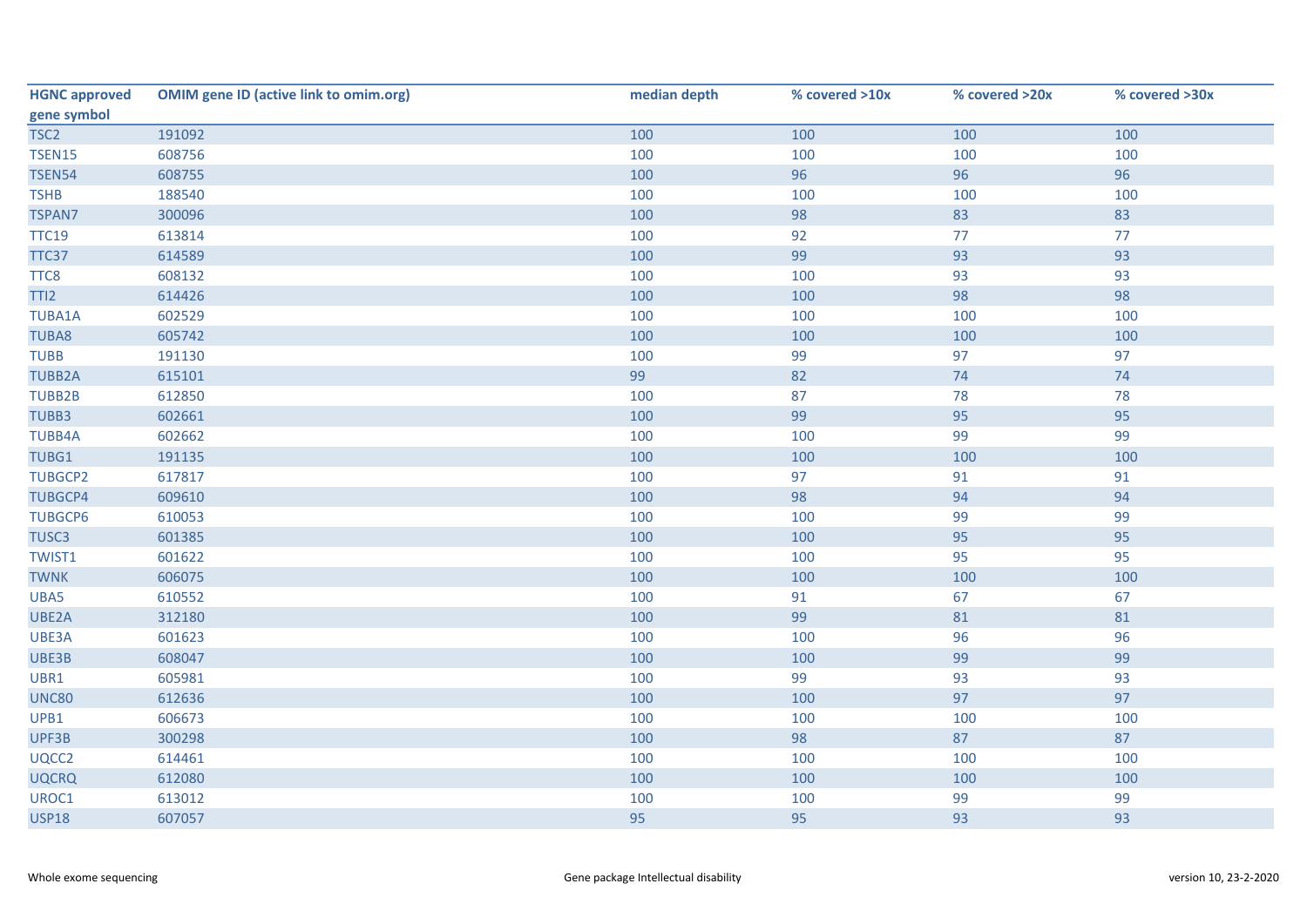| HGNC approved gene symbol | OMIM gene ID (active link to omim.org) | median depth | % covered >10x | % covered >20x | % covered >30x |
|---|---|---|---|---|---|
| TSC2 | 191092 | 100 | 100 | 100 | 100 |
| TSEN15 | 608756 | 100 | 100 | 100 | 100 |
| TSEN54 | 608755 | 100 | 96 | 96 | 96 |
| TSHB | 188540 | 100 | 100 | 100 | 100 |
| TSPAN7 | 300096 | 100 | 98 | 83 | 83 |
| TTC19 | 613814 | 100 | 92 | 77 | 77 |
| TTC37 | 614589 | 100 | 99 | 93 | 93 |
| TTC8 | 608132 | 100 | 100 | 93 | 93 |
| TTI2 | 614426 | 100 | 100 | 98 | 98 |
| TUBA1A | 602529 | 100 | 100 | 100 | 100 |
| TUBA8 | 605742 | 100 | 100 | 100 | 100 |
| TUBB | 191130 | 100 | 99 | 97 | 97 |
| TUBB2A | 615101 | 99 | 82 | 74 | 74 |
| TUBB2B | 612850 | 100 | 87 | 78 | 78 |
| TUBB3 | 602661 | 100 | 99 | 95 | 95 |
| TUBB4A | 602662 | 100 | 100 | 99 | 99 |
| TUBG1 | 191135 | 100 | 100 | 100 | 100 |
| TUBGCP2 | 617817 | 100 | 97 | 91 | 91 |
| TUBGCP4 | 609610 | 100 | 98 | 94 | 94 |
| TUBGCP6 | 610053 | 100 | 100 | 99 | 99 |
| TUSC3 | 601385 | 100 | 100 | 95 | 95 |
| TWIST1 | 601622 | 100 | 100 | 95 | 95 |
| TWNK | 606075 | 100 | 100 | 100 | 100 |
| UBA5 | 610552 | 100 | 91 | 67 | 67 |
| UBE2A | 312180 | 100 | 99 | 81 | 81 |
| UBE3A | 601623 | 100 | 100 | 96 | 96 |
| UBE3B | 608047 | 100 | 100 | 99 | 99 |
| UBR1 | 605981 | 100 | 99 | 93 | 93 |
| UNC80 | 612636 | 100 | 100 | 97 | 97 |
| UPB1 | 606673 | 100 | 100 | 100 | 100 |
| UPF3B | 300298 | 100 | 98 | 87 | 87 |
| UQCC2 | 614461 | 100 | 100 | 100 | 100 |
| UQCRQ | 612080 | 100 | 100 | 100 | 100 |
| UROC1 | 613012 | 100 | 100 | 99 | 99 |
| USP18 | 607057 | 95 | 95 | 93 | 93 |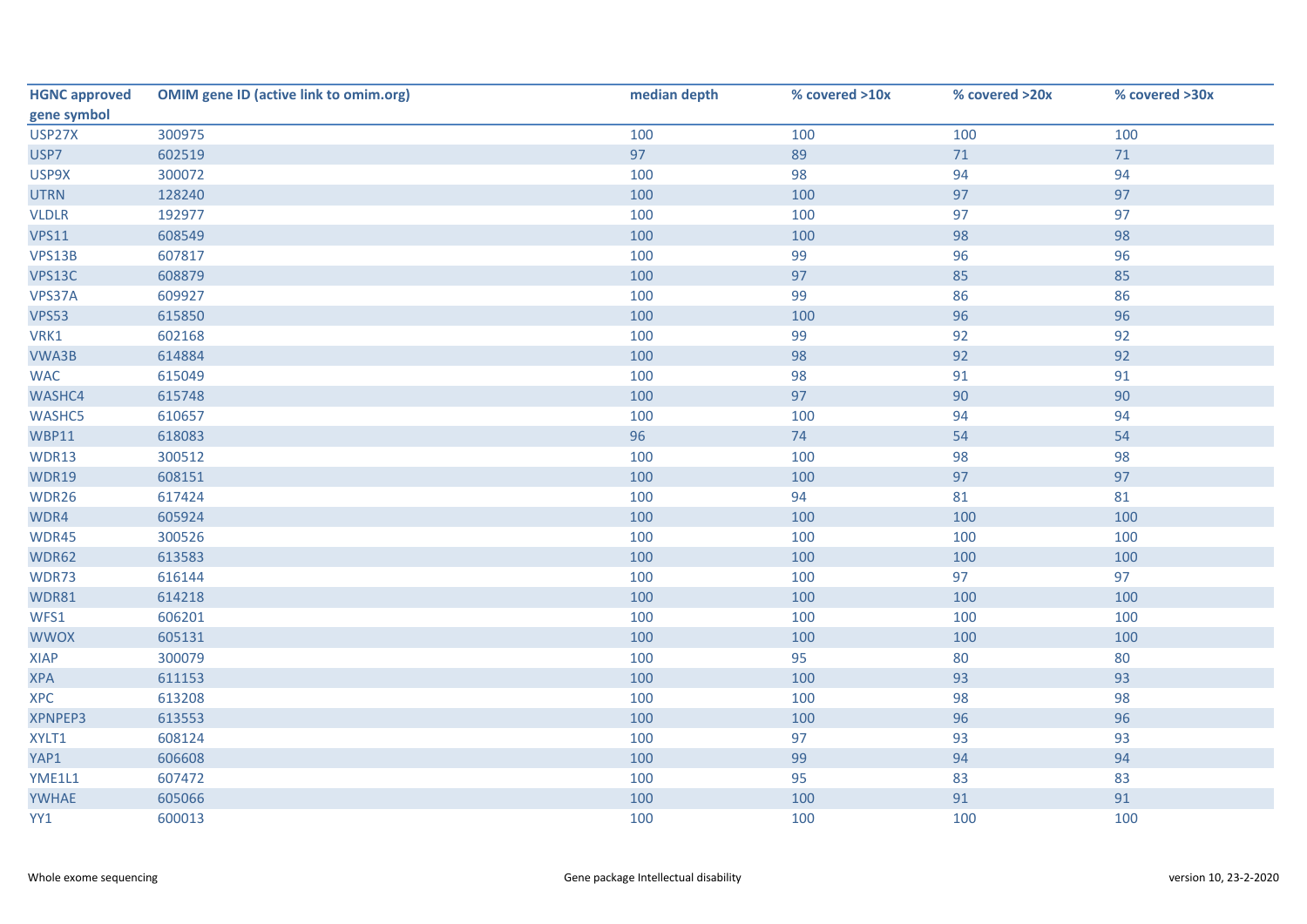| HGNC approved gene symbol | OMIM gene ID (active link to omim.org) | median depth | % covered >10x | % covered >20x | % covered >30x |
|---|---|---|---|---|---|
| USP27X | 300975 | 100 | 100 | 100 | 100 |
| USP7 | 602519 | 97 | 89 | 71 | 71 |
| USP9X | 300072 | 100 | 98 | 94 | 94 |
| UTRN | 128240 | 100 | 100 | 97 | 97 |
| VLDLR | 192977 | 100 | 100 | 97 | 97 |
| VPS11 | 608549 | 100 | 100 | 98 | 98 |
| VPS13B | 607817 | 100 | 99 | 96 | 96 |
| VPS13C | 608879 | 100 | 97 | 85 | 85 |
| VPS37A | 609927 | 100 | 99 | 86 | 86 |
| VPS53 | 615850 | 100 | 100 | 96 | 96 |
| VRK1 | 602168 | 100 | 99 | 92 | 92 |
| VWA3B | 614884 | 100 | 98 | 92 | 92 |
| WAC | 615049 | 100 | 98 | 91 | 91 |
| WASHC4 | 615748 | 100 | 97 | 90 | 90 |
| WASHC5 | 610657 | 100 | 100 | 94 | 94 |
| WBP11 | 618083 | 96 | 74 | 54 | 54 |
| WDR13 | 300512 | 100 | 100 | 98 | 98 |
| WDR19 | 608151 | 100 | 100 | 97 | 97 |
| WDR26 | 617424 | 100 | 94 | 81 | 81 |
| WDR4 | 605924 | 100 | 100 | 100 | 100 |
| WDR45 | 300526 | 100 | 100 | 100 | 100 |
| WDR62 | 613583 | 100 | 100 | 100 | 100 |
| WDR73 | 616144 | 100 | 100 | 97 | 97 |
| WDR81 | 614218 | 100 | 100 | 100 | 100 |
| WFS1 | 606201 | 100 | 100 | 100 | 100 |
| WWOX | 605131 | 100 | 100 | 100 | 100 |
| XIAP | 300079 | 100 | 95 | 80 | 80 |
| XPA | 611153 | 100 | 100 | 93 | 93 |
| XPC | 613208 | 100 | 100 | 98 | 98 |
| XPNPEP3 | 613553 | 100 | 100 | 96 | 96 |
| XYLT1 | 608124 | 100 | 97 | 93 | 93 |
| YAP1 | 606608 | 100 | 99 | 94 | 94 |
| YME1L1 | 607472 | 100 | 95 | 83 | 83 |
| YWHAE | 605066 | 100 | 100 | 91 | 91 |
| YY1 | 600013 | 100 | 100 | 100 | 100 |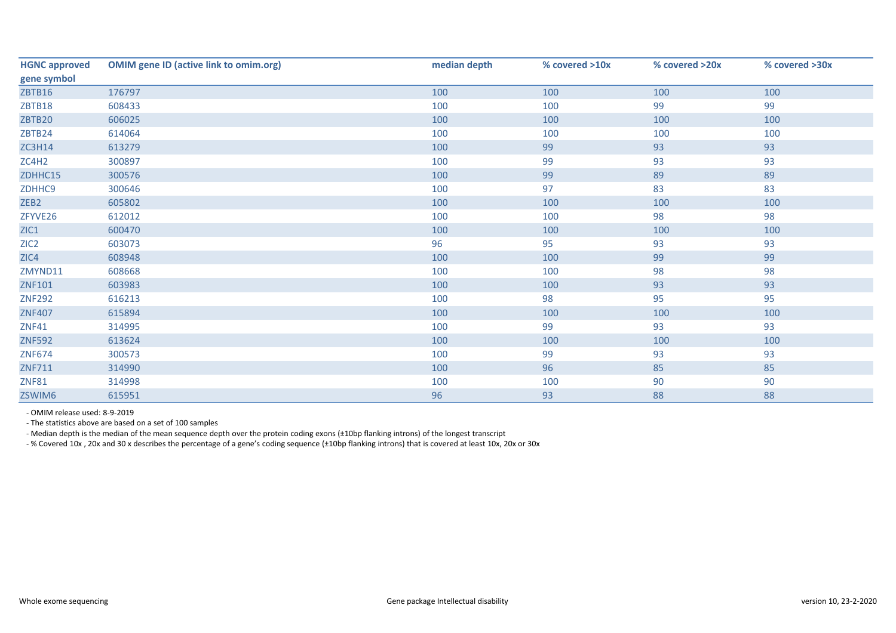| HGNC approved gene symbol | OMIM gene ID (active link to omim.org) | median depth | % covered >10x | % covered >20x | % covered >30x |
|---|---|---|---|---|---|
| ZBTB16 | 176797 | 100 | 100 | 100 | 100 |
| ZBTB18 | 608433 | 100 | 100 | 99 | 99 |
| ZBTB20 | 606025 | 100 | 100 | 100 | 100 |
| ZBTB24 | 614064 | 100 | 100 | 100 | 100 |
| ZC3H14 | 613279 | 100 | 99 | 93 | 93 |
| ZC4H2 | 300897 | 100 | 99 | 93 | 93 |
| ZDHHC15 | 300576 | 100 | 99 | 89 | 89 |
| ZDHHC9 | 300646 | 100 | 97 | 83 | 83 |
| ZEB2 | 605802 | 100 | 100 | 100 | 100 |
| ZFYVE26 | 612012 | 100 | 100 | 98 | 98 |
| ZIC1 | 600470 | 100 | 100 | 100 | 100 |
| ZIC2 | 603073 | 96 | 95 | 93 | 93 |
| ZIC4 | 608948 | 100 | 100 | 99 | 99 |
| ZMYND11 | 608668 | 100 | 100 | 98 | 98 |
| ZNF101 | 603983 | 100 | 100 | 93 | 93 |
| ZNF292 | 616213 | 100 | 98 | 95 | 95 |
| ZNF407 | 615894 | 100 | 100 | 100 | 100 |
| ZNF41 | 314995 | 100 | 99 | 93 | 93 |
| ZNF592 | 613624 | 100 | 100 | 100 | 100 |
| ZNF674 | 300573 | 100 | 99 | 93 | 93 |
| ZNF711 | 314990 | 100 | 96 | 85 | 85 |
| ZNF81 | 314998 | 100 | 100 | 90 | 90 |
| ZSWIM6 | 615951 | 96 | 93 | 88 | 88 |

- OMIM release used: 8-9-2019
- The statistics above are based on a set of 100 samples
- Median depth is the median of the mean sequence depth over the protein coding exons (±10bp flanking introns) of the longest transcript
- % Covered 10x , 20x and 30 x describes the percentage of a gene's coding sequence (±10bp flanking introns) that is covered at least 10x, 20x or 30x